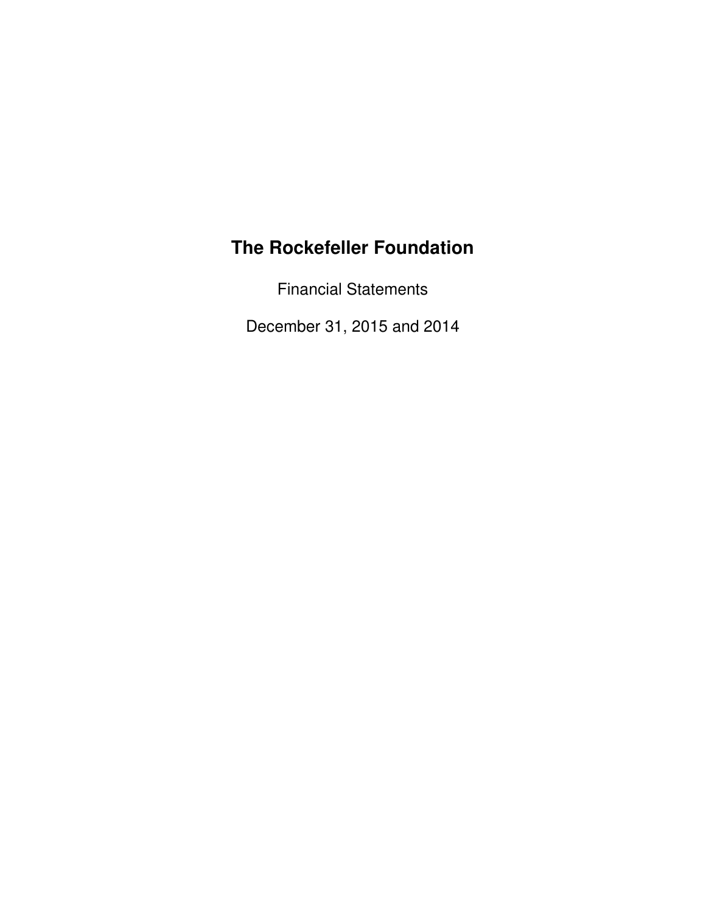# The Rockefeller Foundation

Financial Statements

December 31, 2015 and 2014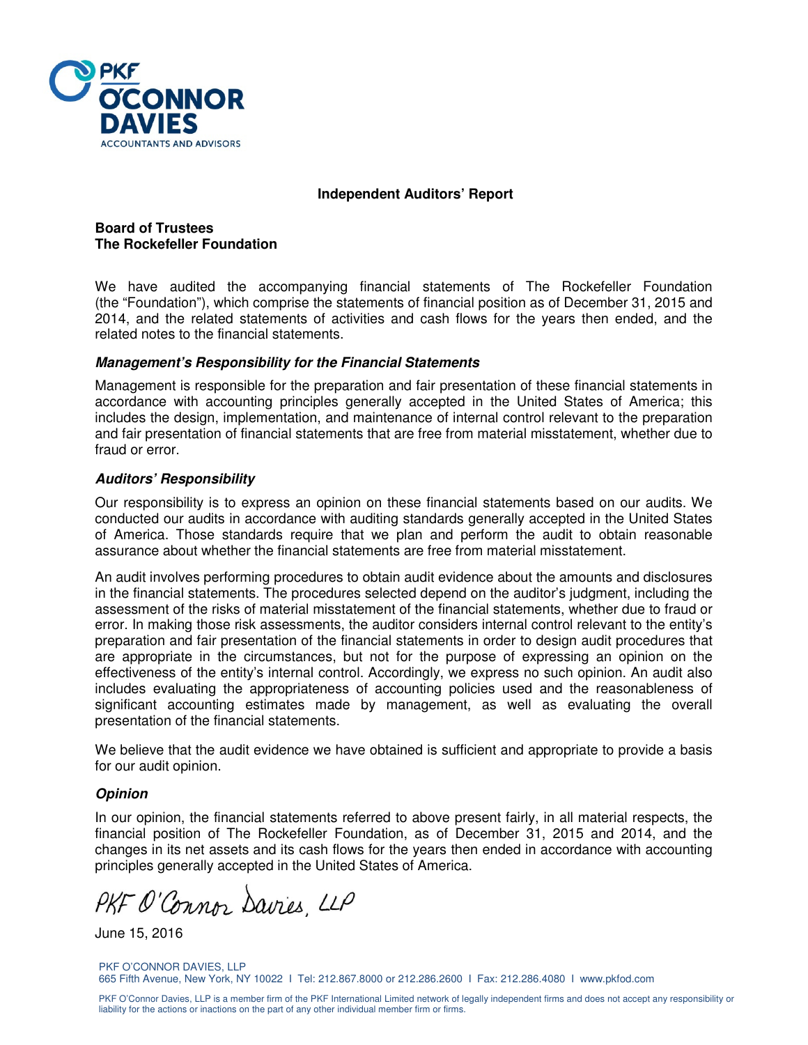PKF O'CONNOR DAVIES
ACCOUNTANTS AND ADVISORS

## Independent Auditors' Report

**Board of Trustees**
**The Rockefeller Foundation**

We have audited the accompanying financial statements of The Rockefeller Foundation (the "Foundation"), which comprise the statements of financial position as of December 31, 2015 and 2014, and the related statements of activities and cash flows for the years then ended, and the related notes to the financial statements.

### ***Management's Responsibility for the Financial Statements***

Management is responsible for the preparation and fair presentation of these financial statements in accordance with accounting principles generally accepted in the United States of America; this includes the design, implementation, and maintenance of internal control relevant to the preparation and fair presentation of financial statements that are free from material misstatement, whether due to fraud or error.

### ***Auditors' Responsibility***

Our responsibility is to express an opinion on these financial statements based on our audits. We conducted our audits in accordance with auditing standards generally accepted in the United States of America. Those standards require that we plan and perform the audit to obtain reasonable assurance about whether the financial statements are free from material misstatement.

An audit involves performing procedures to obtain audit evidence about the amounts and disclosures in the financial statements. The procedures selected depend on the auditor's judgment, including the assessment of the risks of material misstatement of the financial statements, whether due to fraud or error. In making those risk assessments, the auditor considers internal control relevant to the entity's preparation and fair presentation of the financial statements in order to design audit procedures that are appropriate in the circumstances, but not for the purpose of expressing an opinion on the effectiveness of the entity's internal control. Accordingly, we express no such opinion. An audit also includes evaluating the appropriateness of accounting policies used and the reasonableness of significant accounting estimates made by management, as well as evaluating the overall presentation of the financial statements.

We believe that the audit evidence we have obtained is sufficient and appropriate to provide a basis for our audit opinion.

### ***Opinion***

In our opinion, the financial statements referred to above present fairly, in all material respects, the financial position of The Rockefeller Foundation, as of December 31, 2015 and 2014, and the changes in its net assets and its cash flows for the years then ended in accordance with accounting principles generally accepted in the United States of America.

PKF O'Connor Davies, LLP

June 15, 2016

PKF O'CONNOR DAVIES, LLP
665 Fifth Avenue, New York, NY 10022 I Tel: 212.867.8000 or 212.286.2600 I Fax: 212.286.4080 I www.pkfod.com

PKF O'Connor Davies, LLP is a member firm of the PKF International Limited network of legally independent firms and does not accept any responsibility or liability for the actions or inactions on the part of any other individual member firm or firms.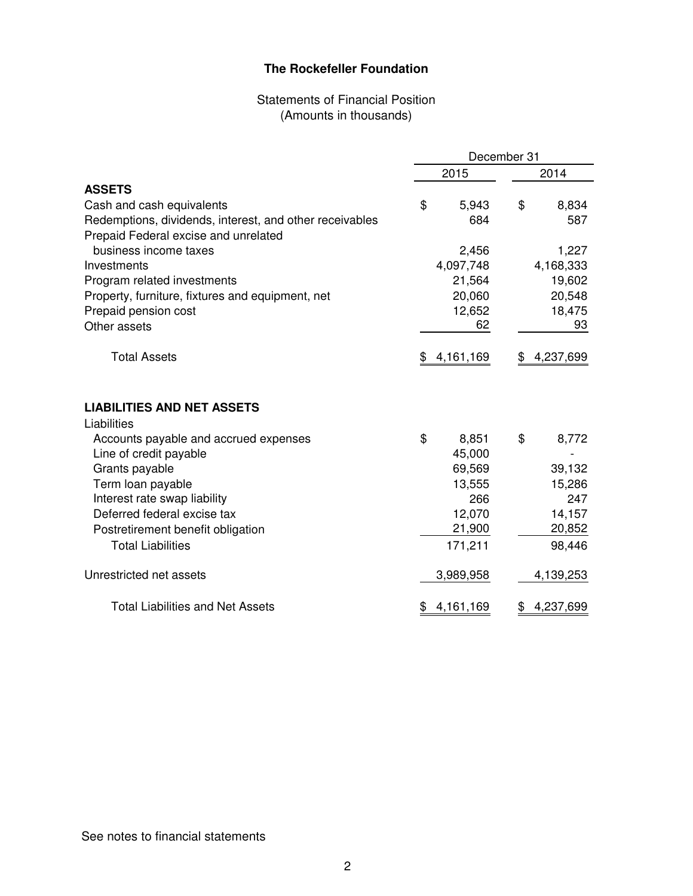**The Rockefeller Foundation**

Statements of Financial Position
(Amounts in thousands)

| | December 31 | |
|---|---|---|
| | 2015 | 2014 |
| **ASSETS** | | |
| Cash and cash equivalents | $ 5,943 | $ 8,834 |
| Redemptions, dividends, interest, and other receivables | 684 | 587 |
| Prepaid Federal excise and unrelated business income taxes | 2,456 | 1,227 |
| Investments | 4,097,748 | 4,168,333 |
| Program related investments | 21,564 | 19,602 |
| Property, furniture, fixtures and equipment, net | 20,060 | 20,548 |
| Prepaid pension cost | 12,652 | 18,475 |
| Other assets | 62 | 93 |
| Total Assets | $ 4,161,169 | $ 4,237,699 |
| | | |
| **LIABILITIES AND NET ASSETS** | | |
| Liabilities | | |
| Accounts payable and accrued expenses | $ 8,851 | $ 8,772 |
| Line of credit payable | 45,000 | - |
| Grants payable | 69,569 | 39,132 |
| Term loan payable | 13,555 | 15,286 |
| Interest rate swap liability | 266 | 247 |
| Deferred federal excise tax | 12,070 | 14,157 |
| Postretirement benefit obligation | 21,900 | 20,852 |
| Total Liabilities | 171,211 | 98,446 |
| | | |
| Unrestricted net assets | 3,989,958 | 4,139,253 |
| | | |
| Total Liabilities and Net Assets | $ 4,161,169 | $ 4,237,699 |

See notes to financial statements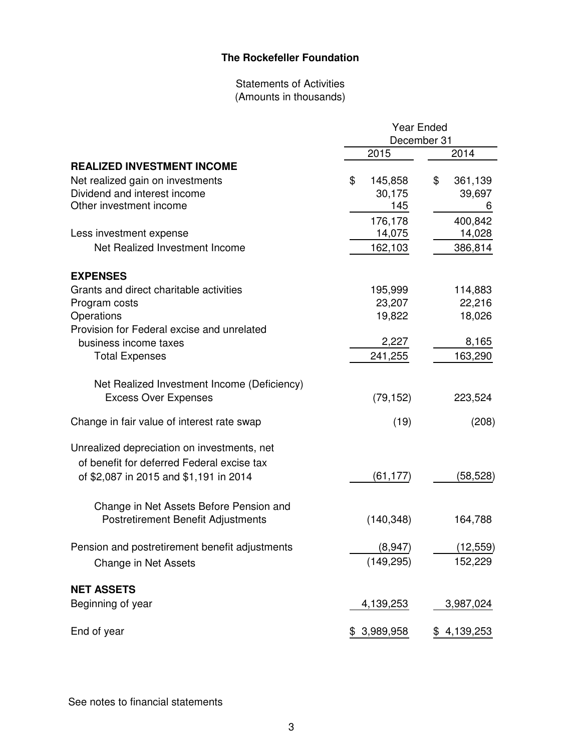# The Rockefeller Foundation

Statements of Activities
(Amounts in thousands)

| | Year Ended December 31 | |
|---|---|---|
| | 2015 | 2014 |
| **REALIZED INVESTMENT INCOME** | | |
| Net realized gain on investments | $ 145,858 | $ 361,139 |
| Dividend and interest income | 30,175 | 39,697 |
| Other investment income | 145 | 6 |
| | 176,178 | 400,842 |
| Less investment expense | 14,075 | 14,028 |
| Net Realized Investment Income | 162,103 | 386,814 |
| **EXPENSES** | | |
| Grants and direct charitable activities | 195,999 | 114,883 |
| Program costs | 23,207 | 22,216 |
| Operations | 19,822 | 18,026 |
| Provision for Federal excise and unrelated business income taxes | 2,227 | 8,165 |
| Total Expenses | 241,255 | 163,290 |
| Net Realized Investment Income (Deficiency) Excess Over Expenses | (79,152) | 223,524 |
| Change in fair value of interest rate swap | (19) | (208) |
| Unrealized depreciation on investments, net of benefit for deferred Federal excise tax of $2,087 in 2015 and $1,191 in 2014 | (61,177) | (58,528) |
| Change in Net Assets Before Pension and Postretirement Benefit Adjustments | (140,348) | 164,788 |
| Pension and postretirement benefit adjustments | (8,947) | (12,559) |
| Change in Net Assets | (149,295) | 152,229 |
| **NET ASSETS** | | |
| Beginning of year | 4,139,253 | 3,987,024 |
| End of year | $ 3,989,958 | $ 4,139,253 |

See notes to financial statements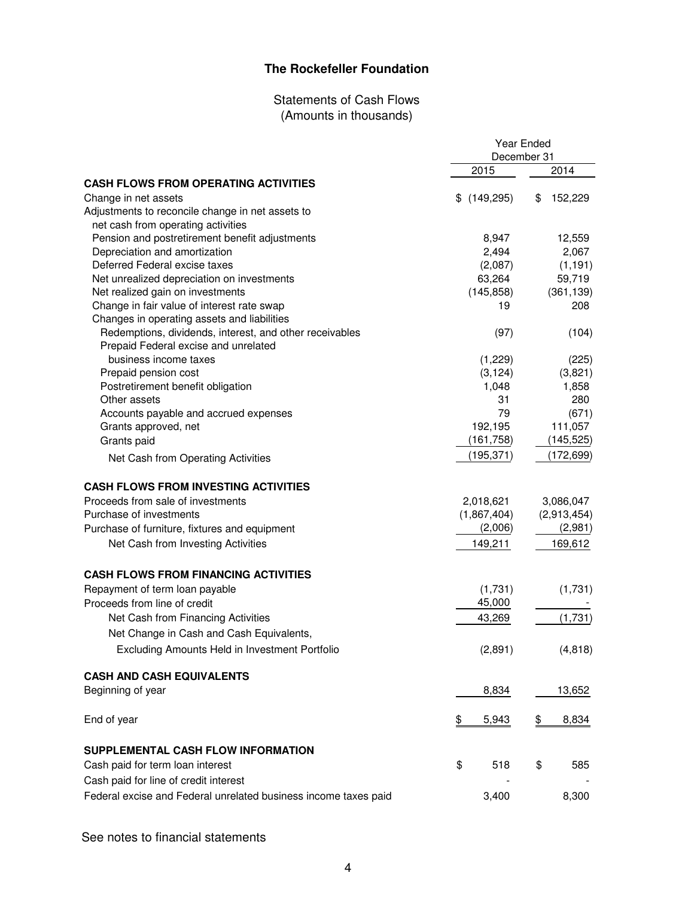# The Rockefeller Foundation

## Statements of Cash Flows
(Amounts in thousands)

| | Year Ended December 31 | |
|---|---|---|
| | 2015 | 2014 |
| **CASH FLOWS FROM OPERATING ACTIVITIES** | | |
| Change in net assets | $ (149,295) | $ 152,229 |
| Adjustments to reconcile change in net assets to net cash from operating activities | | |
| Pension and postretirement benefit adjustments | 8,947 | 12,559 |
| Depreciation and amortization | 2,494 | 2,067 |
| Deferred Federal excise taxes | (2,087) | (1,191) |
| Net unrealized depreciation on investments | 63,264 | 59,719 |
| Net realized gain on investments | (145,858) | (361,139) |
| Change in fair value of interest rate swap | 19 | 208 |
| Changes in operating assets and liabilities | | |
| Redemptions, dividends, interest, and other receivables | (97) | (104) |
| Prepaid Federal excise and unrelated business income taxes | (1,229) | (225) |
| Prepaid pension cost | (3,124) | (3,821) |
| Postretirement benefit obligation | 1,048 | 1,858 |
| Other assets | 31 | 280 |
| Accounts payable and accrued expenses | 79 | (671) |
| Grants approved, net | 192,195 | 111,057 |
| Grants paid | (161,758) | (145,525) |
| Net Cash from Operating Activities | (195,371) | (172,699) |
| **CASH FLOWS FROM INVESTING ACTIVITIES** | | |
| Proceeds from sale of investments | 2,018,621 | 3,086,047 |
| Purchase of investments | (1,867,404) | (2,913,454) |
| Purchase of furniture, fixtures and equipment | (2,006) | (2,981) |
| Net Cash from Investing Activities | 149,211 | 169,612 |
| **CASH FLOWS FROM FINANCING ACTIVITIES** | | |
| Repayment of term loan payable | (1,731) | (1,731) |
| Proceeds from line of credit | 45,000 | - |
| Net Cash from Financing Activities | 43,269 | (1,731) |
| Net Change in Cash and Cash Equivalents, Excluding Amounts Held in Investment Portfolio | (2,891) | (4,818) |
| **CASH AND CASH EQUIVALENTS** | | |
| Beginning of year | 8,834 | 13,652 |
| End of year | $ 5,943 | $ 8,834 |
| **SUPPLEMENTAL CASH FLOW INFORMATION** | | |
| Cash paid for term loan interest | $ 518 | $ 585 |
| Cash paid for line of credit interest | - | - |
| Federal excise and Federal unrelated business income taxes paid | 3,400 | 8,300 |

See notes to financial statements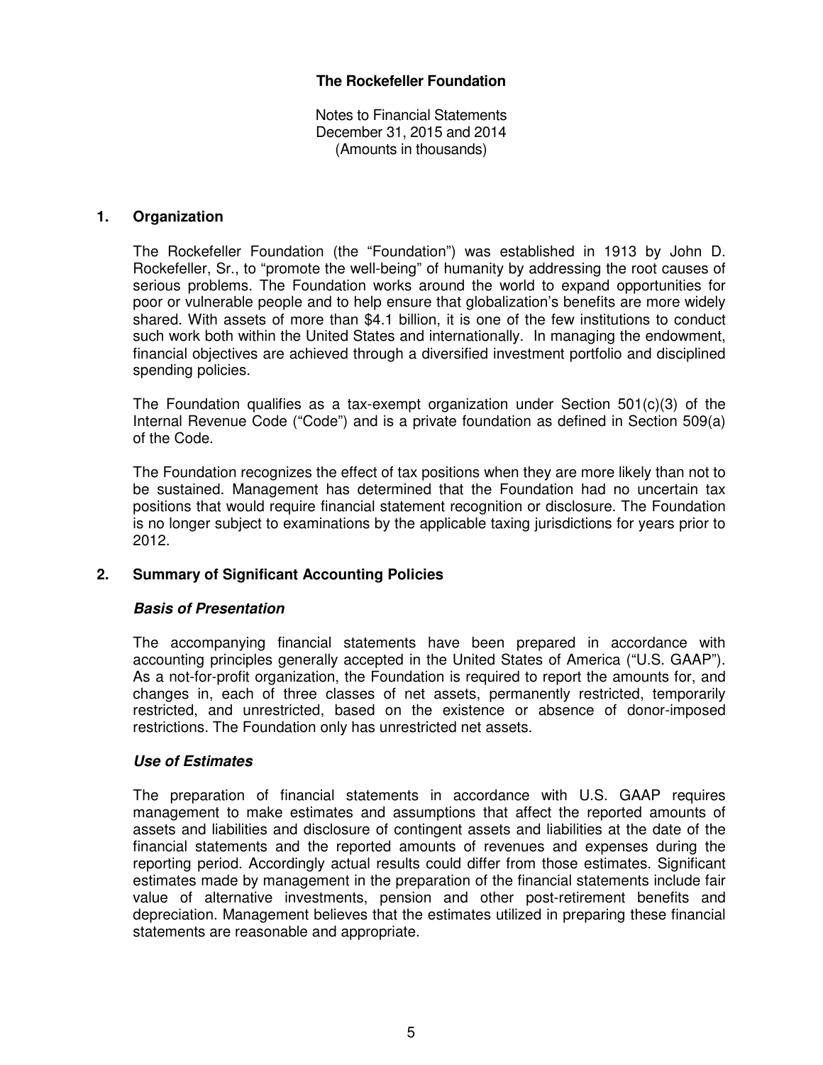**The Rockefeller Foundation**

Notes to Financial Statements
December 31, 2015 and 2014
(Amounts in thousands)

## 1. Organization

The Rockefeller Foundation (the "Foundation") was established in 1913 by John D. Rockefeller, Sr., to "promote the well-being" of humanity by addressing the root causes of serious problems. The Foundation works around the world to expand opportunities for poor or vulnerable people and to help ensure that globalization's benefits are more widely shared. With assets of more than $4.1 billion, it is one of the few institutions to conduct such work both within the United States and internationally. In managing the endowment, financial objectives are achieved through a diversified investment portfolio and disciplined spending policies.

The Foundation qualifies as a tax-exempt organization under Section 501(c)(3) of the Internal Revenue Code ("Code") and is a private foundation as defined in Section 509(a) of the Code.

The Foundation recognizes the effect of tax positions when they are more likely than not to be sustained. Management has determined that the Foundation had no uncertain tax positions that would require financial statement recognition or disclosure. The Foundation is no longer subject to examinations by the applicable taxing jurisdictions for years prior to 2012.

## 2. Summary of Significant Accounting Policies

### *Basis of Presentation*

The accompanying financial statements have been prepared in accordance with accounting principles generally accepted in the United States of America ("U.S. GAAP"). As a not-for-profit organization, the Foundation is required to report the amounts for, and changes in, each of three classes of net assets, permanently restricted, temporarily restricted, and unrestricted, based on the existence or absence of donor-imposed restrictions. The Foundation only has unrestricted net assets.

### *Use of Estimates*

The preparation of financial statements in accordance with U.S. GAAP requires management to make estimates and assumptions that affect the reported amounts of assets and liabilities and disclosure of contingent assets and liabilities at the date of the financial statements and the reported amounts of revenues and expenses during the reporting period. Accordingly actual results could differ from those estimates. Significant estimates made by management in the preparation of the financial statements include fair value of alternative investments, pension and other post-retirement benefits and depreciation. Management believes that the estimates utilized in preparing these financial statements are reasonable and appropriate.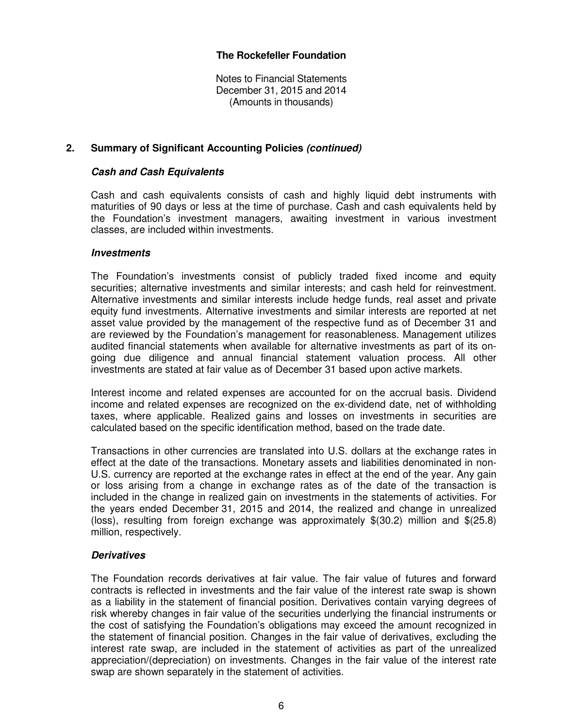## 2. Summary of Significant Accounting Policies *(continued)*

### *Cash and Cash Equivalents*

Cash and cash equivalents consists of cash and highly liquid debt instruments with maturities of 90 days or less at the time of purchase. Cash and cash equivalents held by the Foundation's investment managers, awaiting investment in various investment classes, are included within investments.

### *Investments*

The Foundation's investments consist of publicly traded fixed income and equity securities; alternative investments and similar interests; and cash held for reinvestment. Alternative investments and similar interests include hedge funds, real asset and private equity fund investments. Alternative investments and similar interests are reported at net asset value provided by the management of the respective fund as of December 31 and are reviewed by the Foundation's management for reasonableness. Management utilizes audited financial statements when available for alternative investments as part of its on-going due diligence and annual financial statement valuation process. All other investments are stated at fair value as of December 31 based upon active markets.

Interest income and related expenses are accounted for on the accrual basis. Dividend income and related expenses are recognized on the ex-dividend date, net of withholding taxes, where applicable. Realized gains and losses on investments in securities are calculated based on the specific identification method, based on the trade date.

Transactions in other currencies are translated into U.S. dollars at the exchange rates in effect at the date of the transactions. Monetary assets and liabilities denominated in non-U.S. currency are reported at the exchange rates in effect at the end of the year. Any gain or loss arising from a change in exchange rates as of the date of the transaction is included in the change in realized gain on investments in the statements of activities. For the years ended December 31, 2015 and 2014, the realized and change in unrealized (loss), resulting from foreign exchange was approximately $(30.2) million and $(25.8) million, respectively.

### *Derivatives*

The Foundation records derivatives at fair value. The fair value of futures and forward contracts is reflected in investments and the fair value of the interest rate swap is shown as a liability in the statement of financial position. Derivatives contain varying degrees of risk whereby changes in fair value of the securities underlying the financial instruments or the cost of satisfying the Foundation's obligations may exceed the amount recognized in the statement of financial position. Changes in the fair value of derivatives, excluding the interest rate swap, are included in the statement of activities as part of the unrealized appreciation/(depreciation) on investments. Changes in the fair value of the interest rate swap are shown separately in the statement of activities.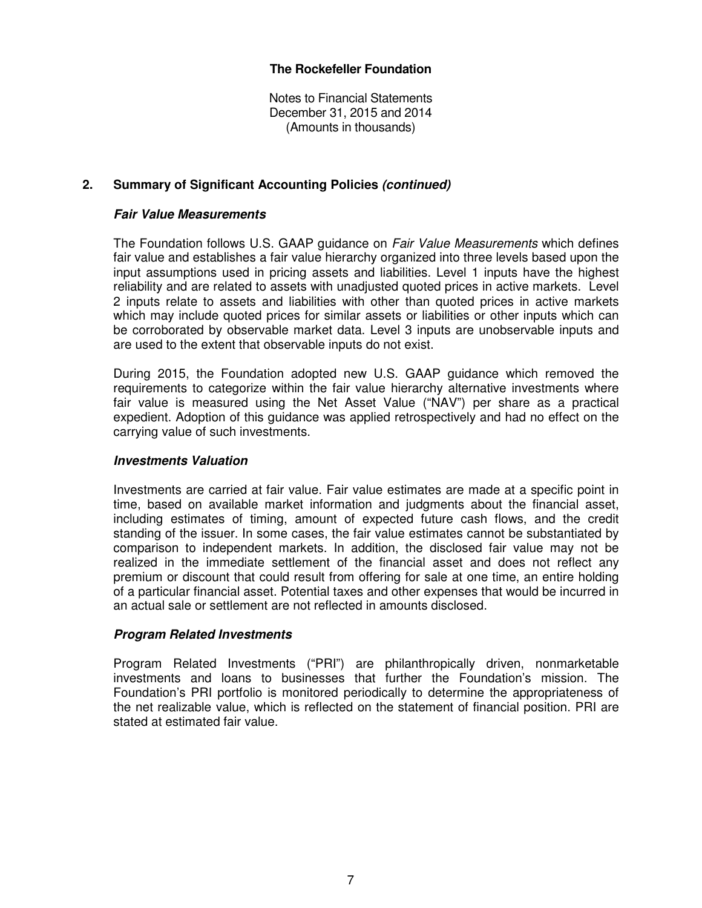## 2. Summary of Significant Accounting Policies *(continued)*

### *Fair Value Measurements*

The Foundation follows U.S. GAAP guidance on *Fair Value Measurements* which defines fair value and establishes a fair value hierarchy organized into three levels based upon the input assumptions used in pricing assets and liabilities. Level 1 inputs have the highest reliability and are related to assets with unadjusted quoted prices in active markets. Level 2 inputs relate to assets and liabilities with other than quoted prices in active markets which may include quoted prices for similar assets or liabilities or other inputs which can be corroborated by observable market data. Level 3 inputs are unobservable inputs and are used to the extent that observable inputs do not exist.

During 2015, the Foundation adopted new U.S. GAAP guidance which removed the requirements to categorize within the fair value hierarchy alternative investments where fair value is measured using the Net Asset Value ("NAV") per share as a practical expedient. Adoption of this guidance was applied retrospectively and had no effect on the carrying value of such investments.

### *Investments Valuation*

Investments are carried at fair value. Fair value estimates are made at a specific point in time, based on available market information and judgments about the financial asset, including estimates of timing, amount of expected future cash flows, and the credit standing of the issuer. In some cases, the fair value estimates cannot be substantiated by comparison to independent markets. In addition, the disclosed fair value may not be realized in the immediate settlement of the financial asset and does not reflect any premium or discount that could result from offering for sale at one time, an entire holding of a particular financial asset. Potential taxes and other expenses that would be incurred in an actual sale or settlement are not reflected in amounts disclosed.

### *Program Related Investments*

Program Related Investments ("PRI") are philanthropically driven, nonmarketable investments and loans to businesses that further the Foundation's mission. The Foundation's PRI portfolio is monitored periodically to determine the appropriateness of the net realizable value, which is reflected on the statement of financial position. PRI are stated at estimated fair value.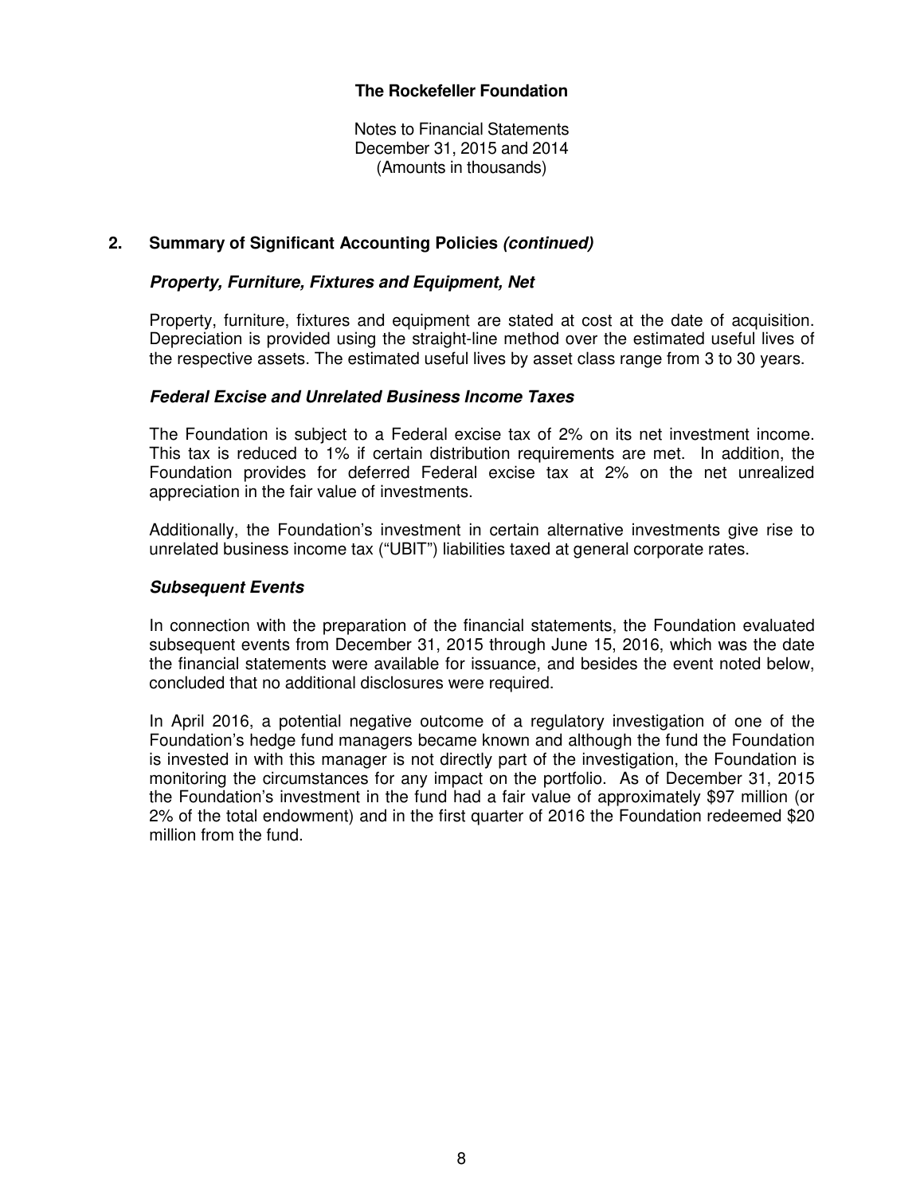## 2. Summary of Significant Accounting Policies *(continued)*

### *Property, Furniture, Fixtures and Equipment, Net*

Property, furniture, fixtures and equipment are stated at cost at the date of acquisition. Depreciation is provided using the straight-line method over the estimated useful lives of the respective assets. The estimated useful lives by asset class range from 3 to 30 years.

### *Federal Excise and Unrelated Business Income Taxes*

The Foundation is subject to a Federal excise tax of 2% on its net investment income. This tax is reduced to 1% if certain distribution requirements are met. In addition, the Foundation provides for deferred Federal excise tax at 2% on the net unrealized appreciation in the fair value of investments.

Additionally, the Foundation's investment in certain alternative investments give rise to unrelated business income tax ("UBIT") liabilities taxed at general corporate rates.

### *Subsequent Events*

In connection with the preparation of the financial statements, the Foundation evaluated subsequent events from December 31, 2015 through June 15, 2016, which was the date the financial statements were available for issuance, and besides the event noted below, concluded that no additional disclosures were required.

In April 2016, a potential negative outcome of a regulatory investigation of one of the Foundation's hedge fund managers became known and although the fund the Foundation is invested in with this manager is not directly part of the investigation, the Foundation is monitoring the circumstances for any impact on the portfolio. As of December 31, 2015 the Foundation's investment in the fund had a fair value of approximately $97 million (or 2% of the total endowment) and in the first quarter of 2016 the Foundation redeemed $20 million from the fund.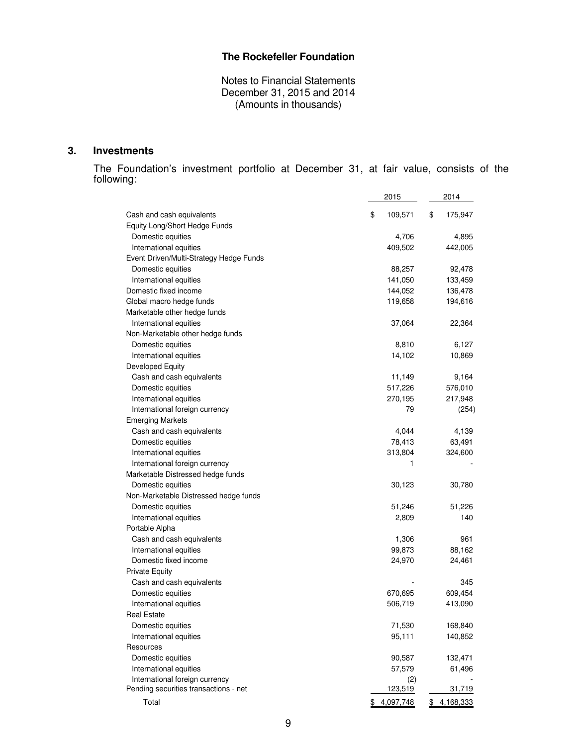**The Rockefeller Foundation**

Notes to Financial Statements
December 31, 2015 and 2014
(Amounts in thousands)

## 3. Investments

The Foundation's investment portfolio at December 31, at fair value, consists of the following:

| | 2015 | 2014 |
|---|---|---|
| Cash and cash equivalents | $ 109,571 | $ 175,947 |
| Equity Long/Short Hedge Funds | | |
| Domestic equities | 4,706 | 4,895 |
| International equities | 409,502 | 442,005 |
| Event Driven/Multi-Strategy Hedge Funds | | |
| Domestic equities | 88,257 | 92,478 |
| International equities | 141,050 | 133,459 |
| Domestic fixed income | 144,052 | 136,478 |
| Global macro hedge funds | 119,658 | 194,616 |
| Marketable other hedge funds | | |
| International equities | 37,064 | 22,364 |
| Non-Marketable other hedge funds | | |
| Domestic equities | 8,810 | 6,127 |
| International equities | 14,102 | 10,869 |
| Developed Equity | | |
| Cash and cash equivalents | 11,149 | 9,164 |
| Domestic equities | 517,226 | 576,010 |
| International equities | 270,195 | 217,948 |
| International foreign currency | 79 | (254) |
| Emerging Markets | | |
| Cash and cash equivalents | 4,044 | 4,139 |
| Domestic equities | 78,413 | 63,491 |
| International equities | 313,804 | 324,600 |
| International foreign currency | 1 | - |
| Marketable Distressed hedge funds | | |
| Domestic equities | 30,123 | 30,780 |
| Non-Marketable Distressed hedge funds | | |
| Domestic equities | 51,246 | 51,226 |
| International equities | 2,809 | 140 |
| Portable Alpha | | |
| Cash and cash equivalents | 1,306 | 961 |
| International equities | 99,873 | 88,162 |
| Domestic fixed income | 24,970 | 24,461 |
| Private Equity | | |
| Cash and cash equivalents | - | 345 |
| Domestic equities | 670,695 | 609,454 |
| International equities | 506,719 | 413,090 |
| Real Estate | | |
| Domestic equities | 71,530 | 168,840 |
| International equities | 95,111 | 140,852 |
| Resources | | |
| Domestic equities | 90,587 | 132,471 |
| International equities | 57,579 | 61,496 |
| International foreign currency | (2) | - |
| Pending securities transactions - net | 123,519 | 31,719 |
| Total | $ 4,097,748 | $ 4,168,333 |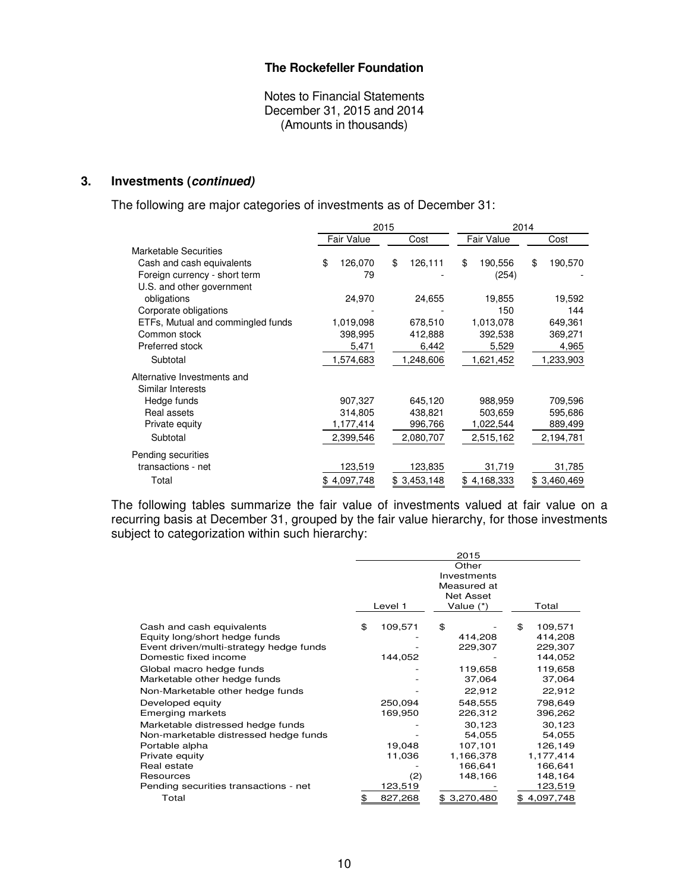**The Rockefeller Foundation**

Notes to Financial Statements
December 31, 2015 and 2014
(Amounts in thousands)

## 3. Investments (*continued)*

The following are major categories of investments as of December 31:

| | 2015 | | 2014 | |
|---|---|---|---|---|
| | Fair Value | Cost | Fair Value | Cost |
| Marketable Securities | | | | |
| Cash and cash equivalents | $ 126,070 | $ 126,111 | $ 190,556 | $ 190,570 |
| Foreign currency - short term | 79 | - | (254) | - |
| U.S. and other government obligations | 24,970 | 24,655 | 19,855 | 19,592 |
| Corporate obligations | - | - | 150 | 144 |
| ETFs, Mutual and commingled funds | 1,019,098 | 678,510 | 1,013,078 | 649,361 |
| Common stock | 398,995 | 412,888 | 392,538 | 369,271 |
| Preferred stock | 5,471 | 6,442 | 5,529 | 4,965 |
| Subtotal | 1,574,683 | 1,248,606 | 1,621,452 | 1,233,903 |
| Alternative Investments and Similar Interests | | | | |
| Hedge funds | 907,327 | 645,120 | 988,959 | 709,596 |
| Real assets | 314,805 | 438,821 | 503,659 | 595,686 |
| Private equity | 1,177,414 | 996,766 | 1,022,544 | 889,499 |
| Subtotal | 2,399,546 | 2,080,707 | 2,515,162 | 2,194,781 |
| Pending securities transactions - net | 123,519 | 123,835 | 31,719 | 31,785 |
| Total | $ 4,097,748 | $ 3,453,148 | $ 4,168,333 | $ 3,460,469 |

The following tables summarize the fair value of investments valued at fair value on a recurring basis at December 31, grouped by the fair value hierarchy, for those investments subject to categorization within such hierarchy:

| | 2015 | | |
|---|---|---|---|
| | Level 1 | Other Investments Measured at Net Asset Value (*) | Total |
| Cash and cash equivalents | $ 109,571 | $ - | $ 109,571 |
| Equity long/short hedge funds | - | 414,208 | 414,208 |
| Event driven/multi-strategy hedge funds | - | 229,307 | 229,307 |
| Domestic fixed income | 144,052 | - | 144,052 |
| Global macro hedge funds | - | 119,658 | 119,658 |
| Marketable other hedge funds | - | 37,064 | 37,064 |
| Non-Marketable other hedge funds | - | 22,912 | 22,912 |
| Developed equity | 250,094 | 548,555 | 798,649 |
| Emerging markets | 169,950 | 226,312 | 396,262 |
| Marketable distressed hedge funds | - | 30,123 | 30,123 |
| Non-marketable distressed hedge funds | - | 54,055 | 54,055 |
| Portable alpha | 19,048 | 107,101 | 126,149 |
| Private equity | 11,036 | 1,166,378 | 1,177,414 |
| Real estate | - | 166,641 | 166,641 |
| Resources | (2) | 148,166 | 148,164 |
| Pending securities transactions - net | 123,519 | - | 123,519 |
| Total | $ 827,268 | $ 3,270,480 | $ 4,097,748 |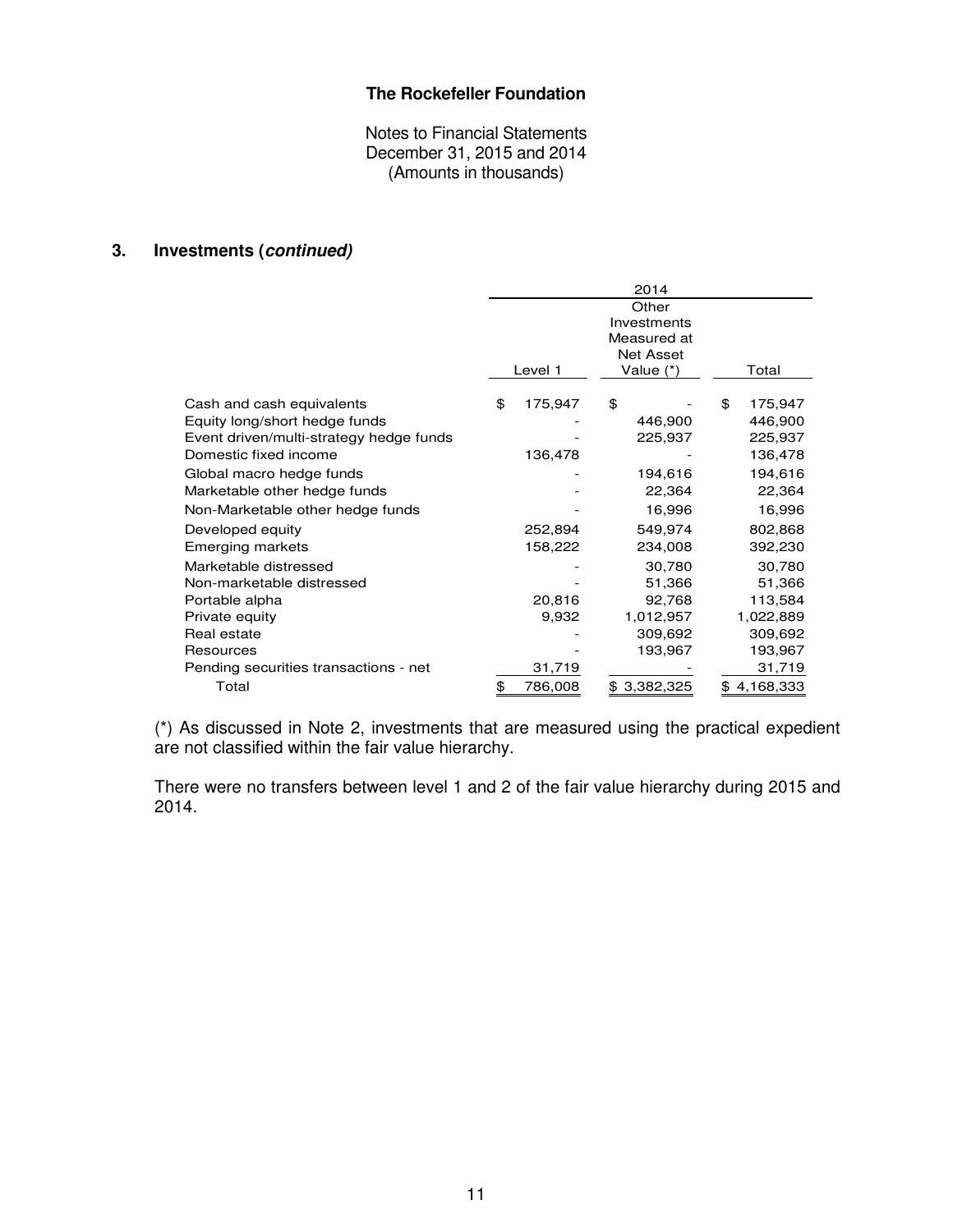**The Rockefeller Foundation**

Notes to Financial Statements
December 31, 2015 and 2014
(Amounts in thousands)

## 3. Investments (*continued)*

| | 2014 | | |
|---|---|---|---|
| | Level 1 | Other Investments Measured at Net Asset Value (*) | Total |
| Cash and cash equivalents | $ 175,947 | $ - | $ 175,947 |
| Equity long/short hedge funds | - | 446,900 | 446,900 |
| Event driven/multi-strategy hedge funds | - | 225,937 | 225,937 |
| Domestic fixed income | 136,478 | - | 136,478 |
| Global macro hedge funds | - | 194,616 | 194,616 |
| Marketable other hedge funds | - | 22,364 | 22,364 |
| Non-Marketable other hedge funds | - | 16,996 | 16,996 |
| Developed equity | 252,894 | 549,974 | 802,868 |
| Emerging markets | 158,222 | 234,008 | 392,230 |
| Marketable distressed | - | 30,780 | 30,780 |
| Non-marketable distressed | - | 51,366 | 51,366 |
| Portable alpha | 20,816 | 92,768 | 113,584 |
| Private equity | 9,932 | 1,012,957 | 1,022,889 |
| Real estate | - | 309,692 | 309,692 |
| Resources | - | 193,967 | 193,967 |
| Pending securities transactions - net | 31,719 | - | 31,719 |
| Total | $ 786,008 | $ 3,382,325 | $ 4,168,333 |

(*) As discussed in Note 2, investments that are measured using the practical expedient are not classified within the fair value hierarchy.

There were no transfers between level 1 and 2 of the fair value hierarchy during 2015 and 2014.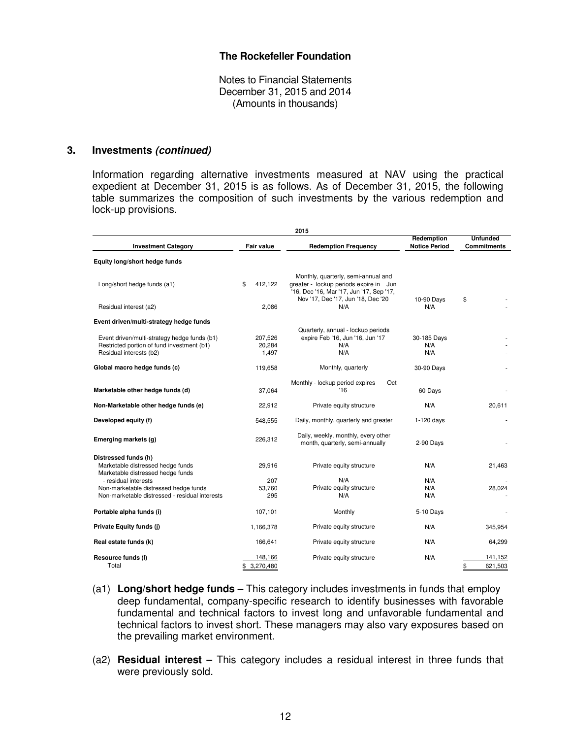# The Rockefeller Foundation

Notes to Financial Statements
December 31, 2015 and 2014
(Amounts in thousands)

## 3. Investments *(continued)*

Information regarding alternative investments measured at NAV using the practical expedient at December 31, 2015 is as follows. As of December 31, 2015, the following table summarizes the composition of such investments by the various redemption and lock-up provisions.

| 2015 | | | | |
|---|---|---|---|---|
| **Investment Category** | **Fair value** | **Redemption Frequency** | **Redemption Notice Period** | **Unfunded Commitments** |
| **Equity long/short hedge funds** | | | | |
| Long/short hedge funds (a1) | $ 412,122 | Monthly, quarterly, semi-annual and greater - lockup periods expire in Jun '16, Dec '16, Mar '17, Jun '17, Sep '17, Nov '17, Dec '17, Jun '18, Dec '20 | 10-90 Days | $ - |
| Residual interest (a2) | 2,086 | N/A | N/A | - |
| **Event driven/multi-strategy hedge funds** | | | | |
| Event driven/multi-strategy hedge funds (b1) | 207,526 | Quarterly, annual - lockup periods expire Feb '16, Jun '16, Jun '17 | 30-185 Days | - |
| Restricted portion of fund investment (b1) | 20,284 | N/A | N/A | - |
| Residual interests (b2) | 1,497 | N/A | N/A | - |
| **Global macro hedge funds (c)** | 119,658 | Monthly, quarterly | 30-90 Days | - |
| **Marketable other hedge funds (d)** | 37,064 | Monthly - lockup period expires Oct '16 | 60 Days | - |
| **Non-Marketable other hedge funds (e)** | 22,912 | Private equity structure | N/A | 20,611 |
| **Developed equity (f)** | 548,555 | Daily, monthly, quarterly and greater | 1-120 days | - |
| **Emerging markets (g)** | 226,312 | Daily, weekly, monthly, every other month, quarterly, semi-annually | 2-90 Days | - |
| **Distressed funds (h)** | | | | |
| Marketable distressed hedge funds | 29,916 | Private equity structure | N/A | 21,463 |
| Marketable distressed hedge funds - residual interests | 207 | N/A | N/A | - |
| Non-marketable distressed hedge funds | 53,760 | Private equity structure | N/A | 28,024 |
| Non-marketable distressed - residual interests | 295 | N/A | N/A | - |
| **Portable alpha funds (i)** | 107,101 | Monthly | 5-10 Days | - |
| **Private Equity funds (j)** | 1,166,378 | Private equity structure | N/A | 345,954 |
| **Real estate funds (k)** | 166,641 | Private equity structure | N/A | 64,299 |
| **Resource funds (l)** | 148,166 | Private equity structure | N/A | 141,152 |
| Total | $ 3,270,480 | | | $ 621,503 |

(a1) **Long/short hedge funds –** This category includes investments in funds that employ deep fundamental, company-specific research to identify businesses with favorable fundamental and technical factors to invest long and unfavorable fundamental and technical factors to invest short. These managers may also vary exposures based on the prevailing market environment.

(a2) **Residual interest –** This category includes a residual interest in three funds that were previously sold.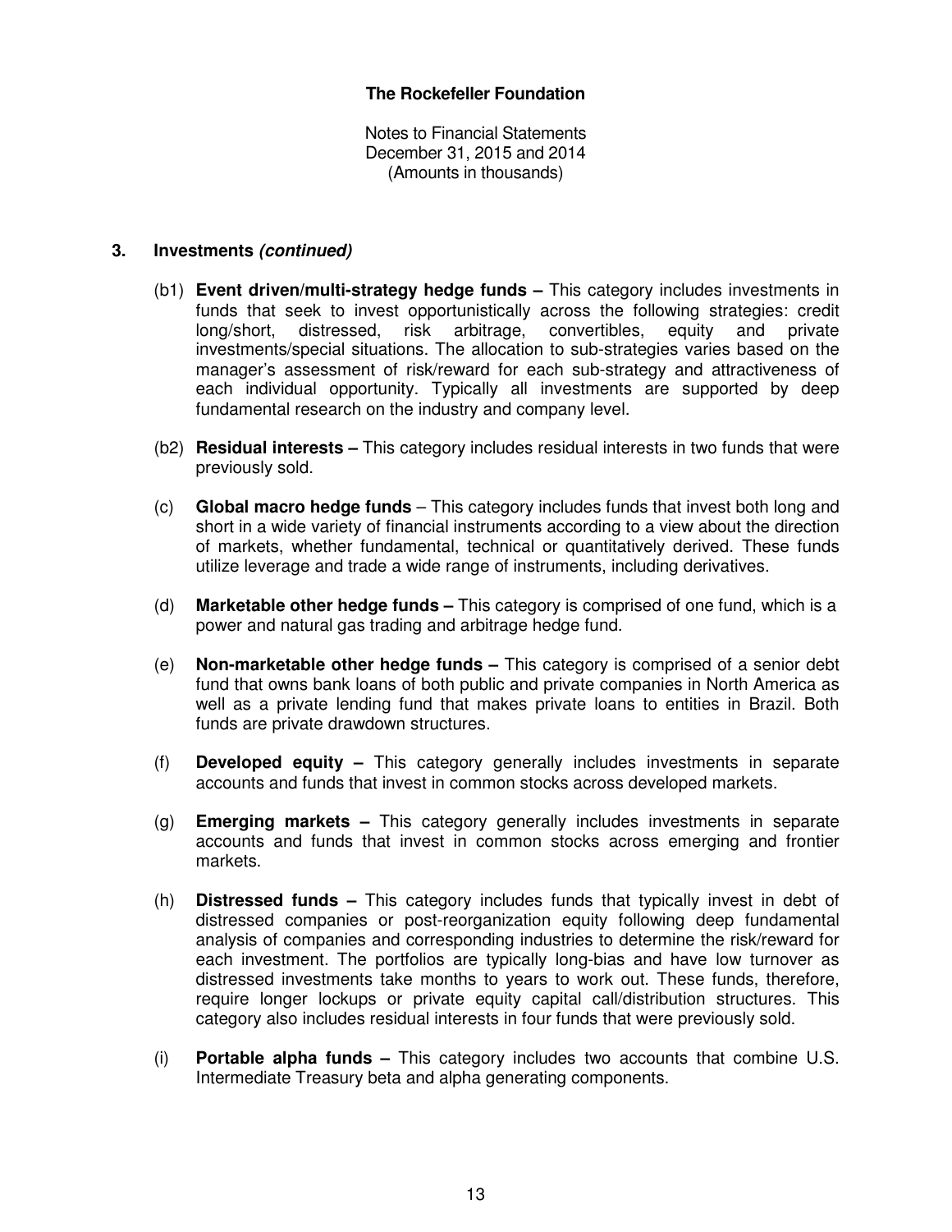## 3. Investments *(continued)*

(b1) **Event driven/multi-strategy hedge funds –** This category includes investments in funds that seek to invest opportunistically across the following strategies: credit long/short, distressed, risk arbitrage, convertibles, equity and private investments/special situations. The allocation to sub-strategies varies based on the manager's assessment of risk/reward for each sub-strategy and attractiveness of each individual opportunity. Typically all investments are supported by deep fundamental research on the industry and company level.

(b2) **Residual interests –** This category includes residual interests in two funds that were previously sold.

(c) **Global macro hedge funds** – This category includes funds that invest both long and short in a wide variety of financial instruments according to a view about the direction of markets, whether fundamental, technical or quantitatively derived. These funds utilize leverage and trade a wide range of instruments, including derivatives.

(d) **Marketable other hedge funds –** This category is comprised of one fund, which is a power and natural gas trading and arbitrage hedge fund.

(e) **Non-marketable other hedge funds –** This category is comprised of a senior debt fund that owns bank loans of both public and private companies in North America as well as a private lending fund that makes private loans to entities in Brazil. Both funds are private drawdown structures.

(f) **Developed equity –** This category generally includes investments in separate accounts and funds that invest in common stocks across developed markets.

(g) **Emerging markets –** This category generally includes investments in separate accounts and funds that invest in common stocks across emerging and frontier markets.

(h) **Distressed funds –** This category includes funds that typically invest in debt of distressed companies or post-reorganization equity following deep fundamental analysis of companies and corresponding industries to determine the risk/reward for each investment. The portfolios are typically long-bias and have low turnover as distressed investments take months to years to work out. These funds, therefore, require longer lockups or private equity capital call/distribution structures. This category also includes residual interests in four funds that were previously sold.

(i) **Portable alpha funds –** This category includes two accounts that combine U.S. Intermediate Treasury beta and alpha generating components.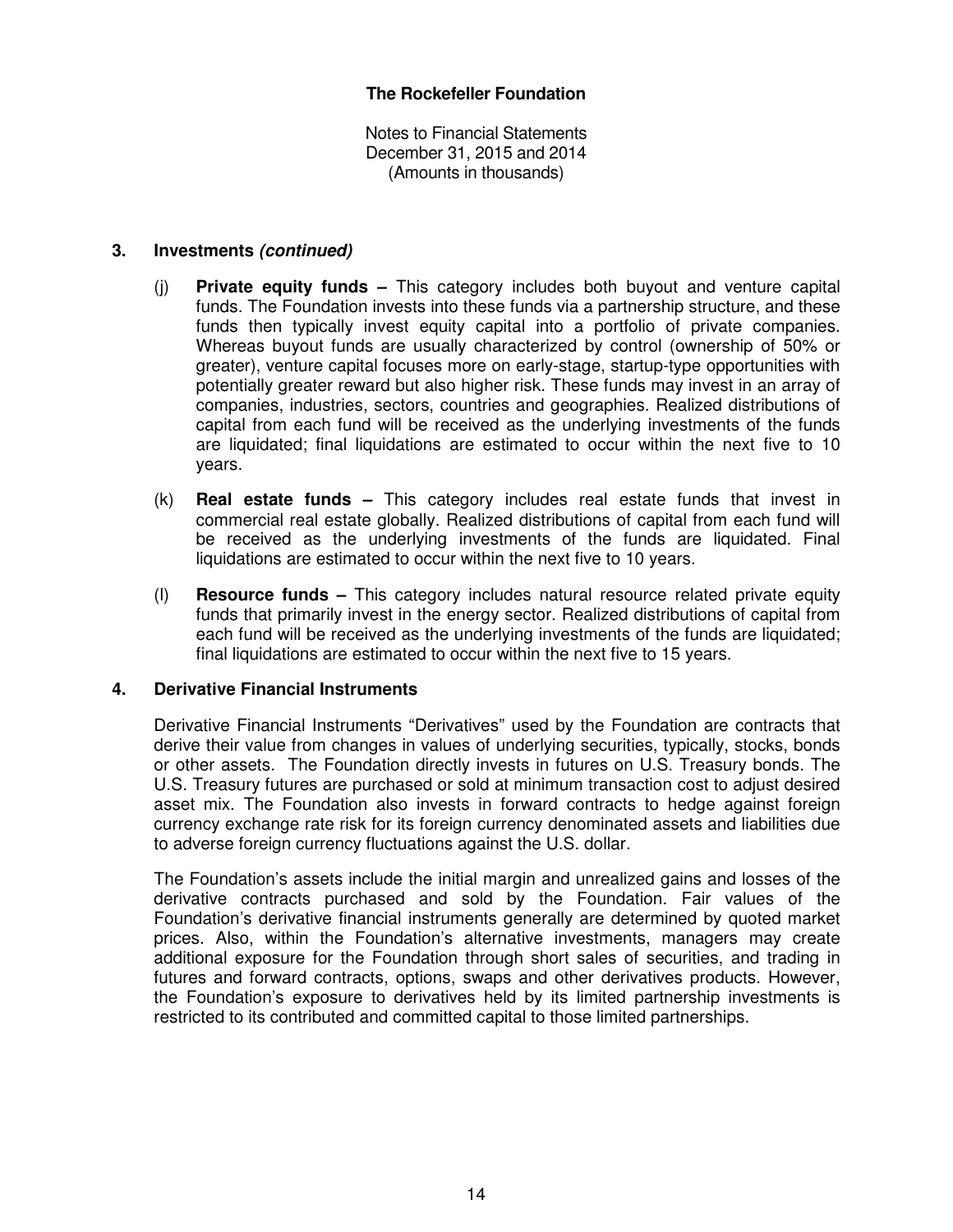## 3. Investments *(continued)*

(j) **Private equity funds –** This category includes both buyout and venture capital funds. The Foundation invests into these funds via a partnership structure, and these funds then typically invest equity capital into a portfolio of private companies. Whereas buyout funds are usually characterized by control (ownership of 50% or greater), venture capital focuses more on early-stage, startup-type opportunities with potentially greater reward but also higher risk. These funds may invest in an array of companies, industries, sectors, countries and geographies. Realized distributions of capital from each fund will be received as the underlying investments of the funds are liquidated; final liquidations are estimated to occur within the next five to 10 years.

(k) **Real estate funds –** This category includes real estate funds that invest in commercial real estate globally. Realized distributions of capital from each fund will be received as the underlying investments of the funds are liquidated. Final liquidations are estimated to occur within the next five to 10 years.

(l) **Resource funds –** This category includes natural resource related private equity funds that primarily invest in the energy sector. Realized distributions of capital from each fund will be received as the underlying investments of the funds are liquidated; final liquidations are estimated to occur within the next five to 15 years.

## 4. Derivative Financial Instruments

Derivative Financial Instruments "Derivatives" used by the Foundation are contracts that derive their value from changes in values of underlying securities, typically, stocks, bonds or other assets. The Foundation directly invests in futures on U.S. Treasury bonds. The U.S. Treasury futures are purchased or sold at minimum transaction cost to adjust desired asset mix. The Foundation also invests in forward contracts to hedge against foreign currency exchange rate risk for its foreign currency denominated assets and liabilities due to adverse foreign currency fluctuations against the U.S. dollar.

The Foundation's assets include the initial margin and unrealized gains and losses of the derivative contracts purchased and sold by the Foundation. Fair values of the Foundation's derivative financial instruments generally are determined by quoted market prices. Also, within the Foundation's alternative investments, managers may create additional exposure for the Foundation through short sales of securities, and trading in futures and forward contracts, options, swaps and other derivatives products. However, the Foundation's exposure to derivatives held by its limited partnership investments is restricted to its contributed and committed capital to those limited partnerships.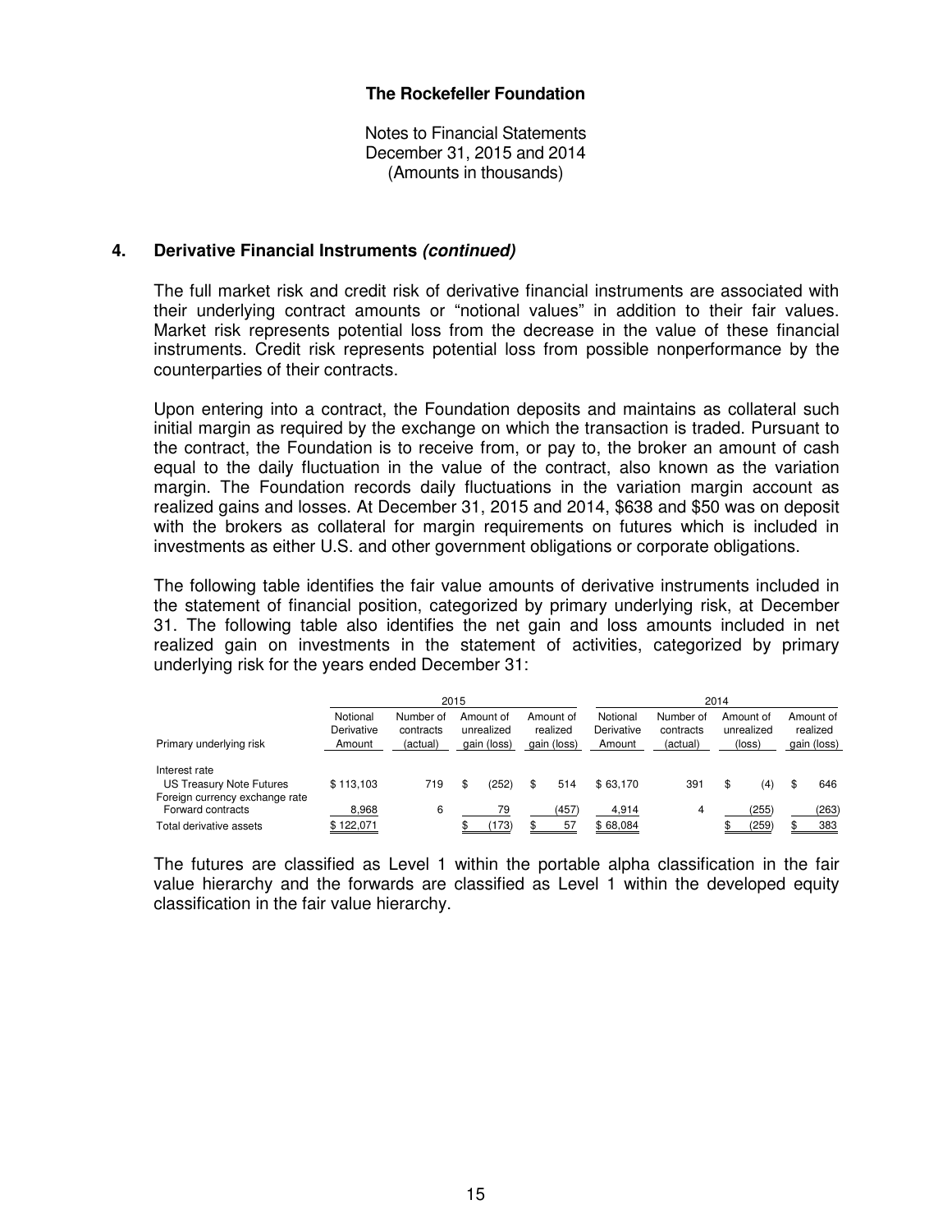**The Rockefeller Foundation**

Notes to Financial Statements
December 31, 2015 and 2014
(Amounts in thousands)

## 4. Derivative Financial Instruments *(continued)*

The full market risk and credit risk of derivative financial instruments are associated with their underlying contract amounts or "notional values" in addition to their fair values. Market risk represents potential loss from the decrease in the value of these financial instruments. Credit risk represents potential loss from possible nonperformance by the counterparties of their contracts.

Upon entering into a contract, the Foundation deposits and maintains as collateral such initial margin as required by the exchange on which the transaction is traded. Pursuant to the contract, the Foundation is to receive from, or pay to, the broker an amount of cash equal to the daily fluctuation in the value of the contract, also known as the variation margin. The Foundation records daily fluctuations in the variation margin account as realized gains and losses. At December 31, 2015 and 2014, $638 and $50 was on deposit with the brokers as collateral for margin requirements on futures which is included in investments as either U.S. and other government obligations or corporate obligations.

The following table identifies the fair value amounts of derivative instruments included in the statement of financial position, categorized by primary underlying risk, at December 31. The following table also identifies the net gain and loss amounts included in net realized gain on investments in the statement of activities, categorized by primary underlying risk for the years ended December 31:

| | 2015 | | | | 2014 | | | |
|---|---|---|---|---|---|---|---|---|
| Primary underlying risk | Notional Derivative Amount | Number of contracts (actual) | Amount of unrealized gain (loss) | Amount of realized gain (loss) | Notional Derivative Amount | Number of contracts (actual) | Amount of unrealized (loss) | Amount of realized gain (loss) |
| Interest rate | | | | | | | | |
| US Treasury Note Futures | $ 113,103 | 719 | $ (252) | $ 514 | $ 63,170 | 391 | $ (4) | $ 646 |
| Foreign currency exchange rate | | | | | | | | |
| Forward contracts | 8,968 | 6 | 79 | (457) | 4,914 | 4 | (255) | (263) |
| Total derivative assets | $ 122,071 | | $ (173) | $ 57 | $ 68,084 | | $ (259) | $ 383 |

The futures are classified as Level 1 within the portable alpha classification in the fair value hierarchy and the forwards are classified as Level 1 within the developed equity classification in the fair value hierarchy.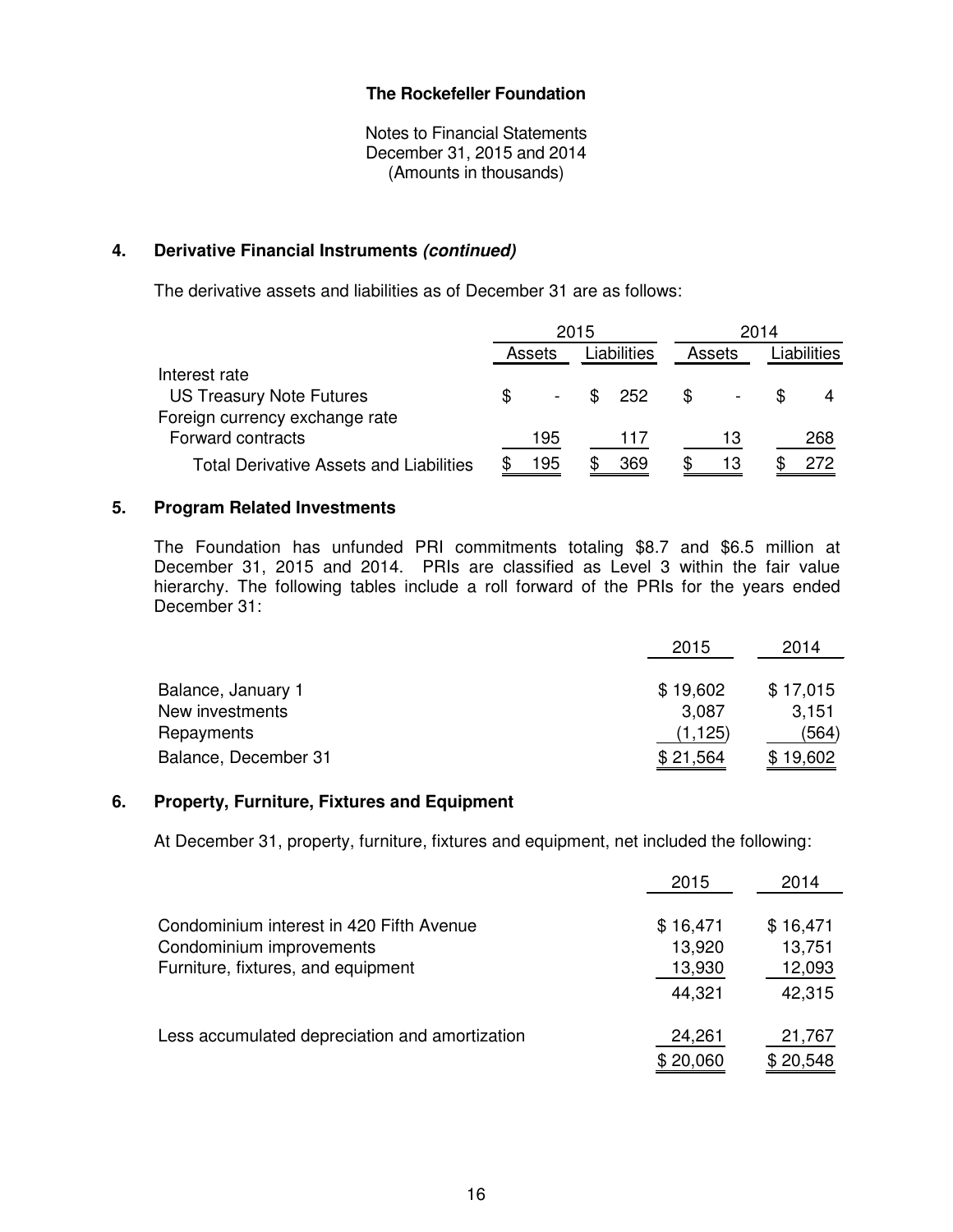**The Rockefeller Foundation**

Notes to Financial Statements
December 31, 2015 and 2014
(Amounts in thousands)

## 4. Derivative Financial Instruments *(continued)*

The derivative assets and liabilities as of December 31 are as follows:

| | 2015 | | 2014 | |
|---|---|---|---|---|
| | Assets | Liabilities | Assets | Liabilities |
| Interest rate | | | | |
| US Treasury Note Futures | $ - | $ 252 | $ - | $ 4 |
| Foreign currency exchange rate | | | | |
| Forward contracts | 195 | 117 | 13 | 268 |
| Total Derivative Assets and Liabilities | $ 195 | $ 369 | $ 13 | $ 272 |

## 5. Program Related Investments

The Foundation has unfunded PRI commitments totaling $8.7 and $6.5 million at December 31, 2015 and 2014. PRIs are classified as Level 3 within the fair value hierarchy. The following tables include a roll forward of the PRIs for the years ended December 31:

| | 2015 | 2014 |
|---|---|---|
| Balance, January 1 | $ 19,602 | $ 17,015 |
| New investments | 3,087 | 3,151 |
| Repayments | (1,125) | (564) |
| Balance, December 31 | $ 21,564 | $ 19,602 |

## 6. Property, Furniture, Fixtures and Equipment

At December 31, property, furniture, fixtures and equipment, net included the following:

| | 2015 | 2014 |
|---|---|---|
| Condominium interest in 420 Fifth Avenue | $ 16,471 | $ 16,471 |
| Condominium improvements | 13,920 | 13,751 |
| Furniture, fixtures, and equipment | 13,930 | 12,093 |
| | 44,321 | 42,315 |
| Less accumulated depreciation and amortization | 24,261 | 21,767 |
| | $ 20,060 | $ 20,548 |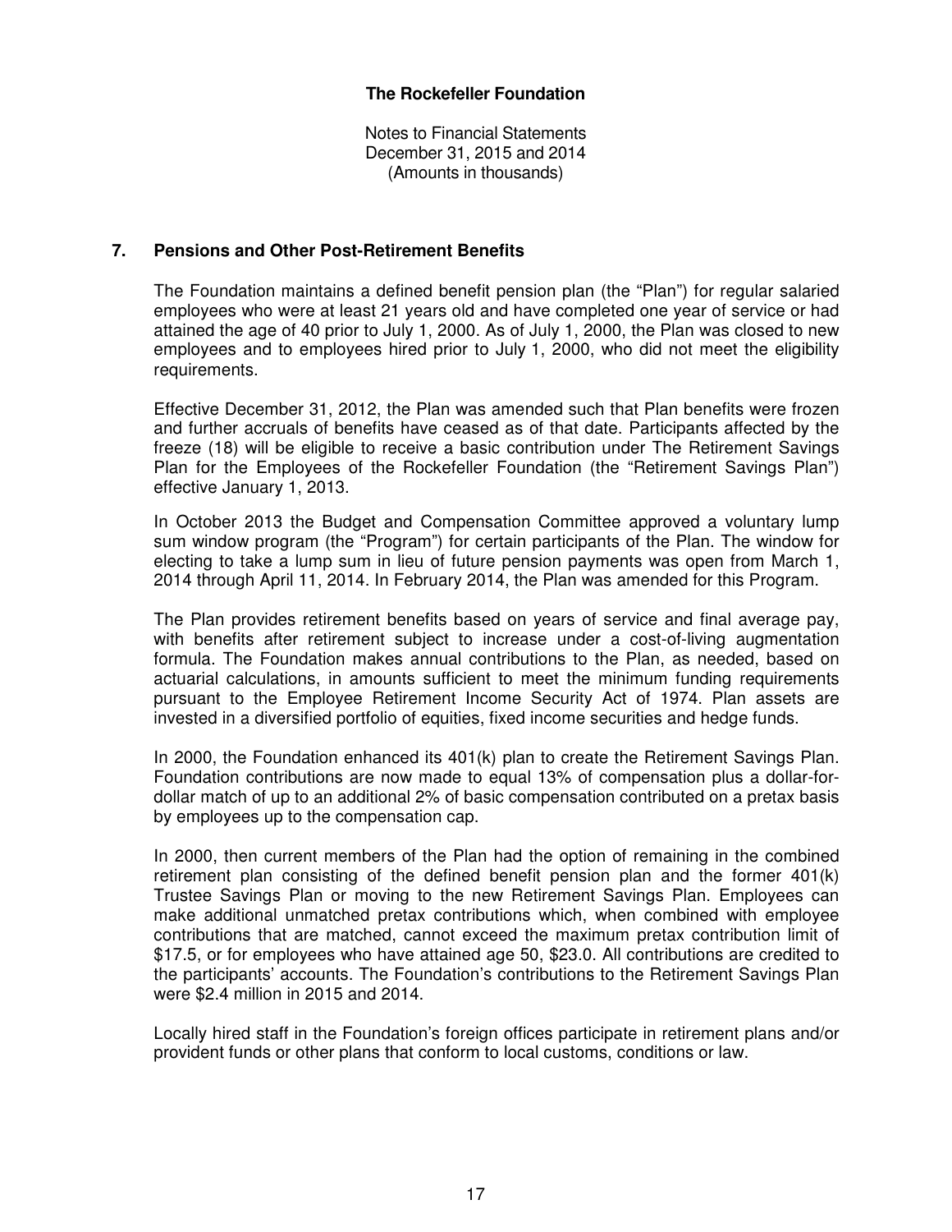## 7. Pensions and Other Post-Retirement Benefits

The Foundation maintains a defined benefit pension plan (the "Plan") for regular salaried employees who were at least 21 years old and have completed one year of service or had attained the age of 40 prior to July 1, 2000. As of July 1, 2000, the Plan was closed to new employees and to employees hired prior to July 1, 2000, who did not meet the eligibility requirements.

Effective December 31, 2012, the Plan was amended such that Plan benefits were frozen and further accruals of benefits have ceased as of that date. Participants affected by the freeze (18) will be eligible to receive a basic contribution under The Retirement Savings Plan for the Employees of the Rockefeller Foundation (the "Retirement Savings Plan") effective January 1, 2013.

In October 2013 the Budget and Compensation Committee approved a voluntary lump sum window program (the "Program") for certain participants of the Plan. The window for electing to take a lump sum in lieu of future pension payments was open from March 1, 2014 through April 11, 2014. In February 2014, the Plan was amended for this Program.

The Plan provides retirement benefits based on years of service and final average pay, with benefits after retirement subject to increase under a cost-of-living augmentation formula. The Foundation makes annual contributions to the Plan, as needed, based on actuarial calculations, in amounts sufficient to meet the minimum funding requirements pursuant to the Employee Retirement Income Security Act of 1974. Plan assets are invested in a diversified portfolio of equities, fixed income securities and hedge funds.

In 2000, the Foundation enhanced its 401(k) plan to create the Retirement Savings Plan. Foundation contributions are now made to equal 13% of compensation plus a dollar-for-dollar match of up to an additional 2% of basic compensation contributed on a pretax basis by employees up to the compensation cap.

In 2000, then current members of the Plan had the option of remaining in the combined retirement plan consisting of the defined benefit pension plan and the former 401(k) Trustee Savings Plan or moving to the new Retirement Savings Plan. Employees can make additional unmatched pretax contributions which, when combined with employee contributions that are matched, cannot exceed the maximum pretax contribution limit of \$17.5, or for employees who have attained age 50, \$23.0. All contributions are credited to the participants' accounts. The Foundation's contributions to the Retirement Savings Plan were \$2.4 million in 2015 and 2014.

Locally hired staff in the Foundation's foreign offices participate in retirement plans and/or provident funds or other plans that conform to local customs, conditions or law.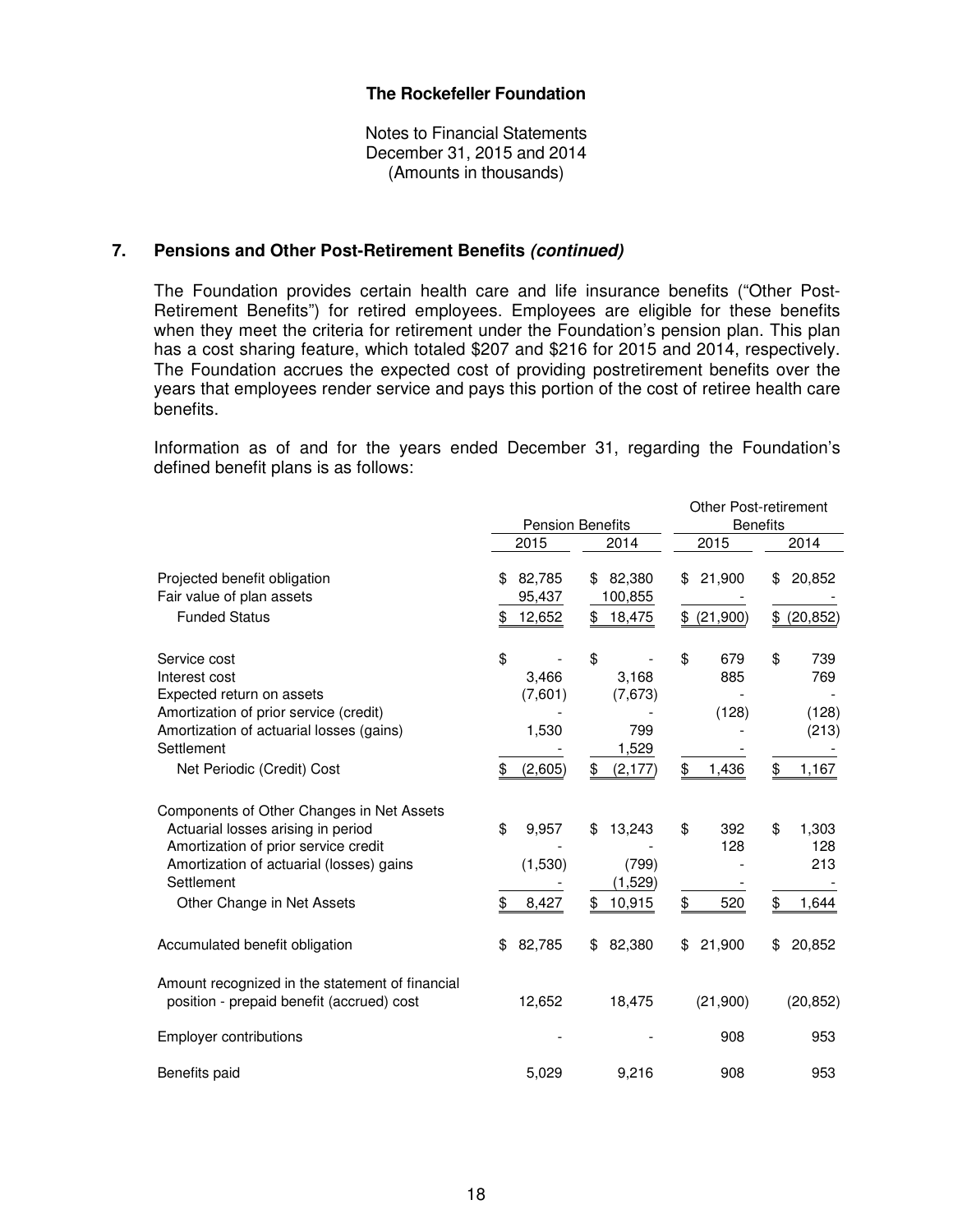# The Rockefeller Foundation

Notes to Financial Statements
December 31, 2015 and 2014
(Amounts in thousands)

## 7. Pensions and Other Post-Retirement Benefits *(continued)*

The Foundation provides certain health care and life insurance benefits ("Other Post-Retirement Benefits") for retired employees. Employees are eligible for these benefits when they meet the criteria for retirement under the Foundation's pension plan. This plan has a cost sharing feature, which totaled $207 and $216 for 2015 and 2014, respectively. The Foundation accrues the expected cost of providing postretirement benefits over the years that employees render service and pays this portion of the cost of retiree health care benefits.

Information as of and for the years ended December 31, regarding the Foundation's defined benefit plans is as follows:

| | Pension Benefits | | Other Post-retirement Benefits | |
|---|---|---|---|---|
| | 2015 | 2014 | 2015 | 2014 |
| Projected benefit obligation | $ 82,785 | $ 82,380 | $ 21,900 | $ 20,852 |
| Fair value of plan assets | 95,437 | 100,855 | - | - |
| Funded Status | $ 12,652 | $ 18,475 | $ (21,900) | $ (20,852) |
| | | | | |
| Service cost | $ - | $ - | $ 679 | $ 739 |
| Interest cost | 3,466 | 3,168 | 885 | 769 |
| Expected return on assets | (7,601) | (7,673) | - | - |
| Amortization of prior service (credit) | - | - | (128) | (128) |
| Amortization of actuarial losses (gains) | 1,530 | 799 | - | (213) |
| Settlement | - | 1,529 | - | - |
| Net Periodic (Credit) Cost | $ (2,605) | $ (2,177) | $ 1,436 | $ 1,167 |
| | | | | |
| Components of Other Changes in Net Assets | | | | |
| Actuarial losses arising in period | $ 9,957 | $ 13,243 | $ 392 | $ 1,303 |
| Amortization of prior service credit | - | - | 128 | 128 |
| Amortization of actuarial (losses) gains | (1,530) | (799) | - | 213 |
| Settlement | - | (1,529) | - | - |
| Other Change in Net Assets | $ 8,427 | $ 10,915 | $ 520 | $ 1,644 |
| | | | | |
| Accumulated benefit obligation | $ 82,785 | $ 82,380 | $ 21,900 | $ 20,852 |
| | | | | |
| Amount recognized in the statement of financial position - prepaid benefit (accrued) cost | 12,652 | 18,475 | (21,900) | (20,852) |
| | | | | |
| Employer contributions | - | - | 908 | 953 |
| | | | | |
| Benefits paid | 5,029 | 9,216 | 908 | 953 |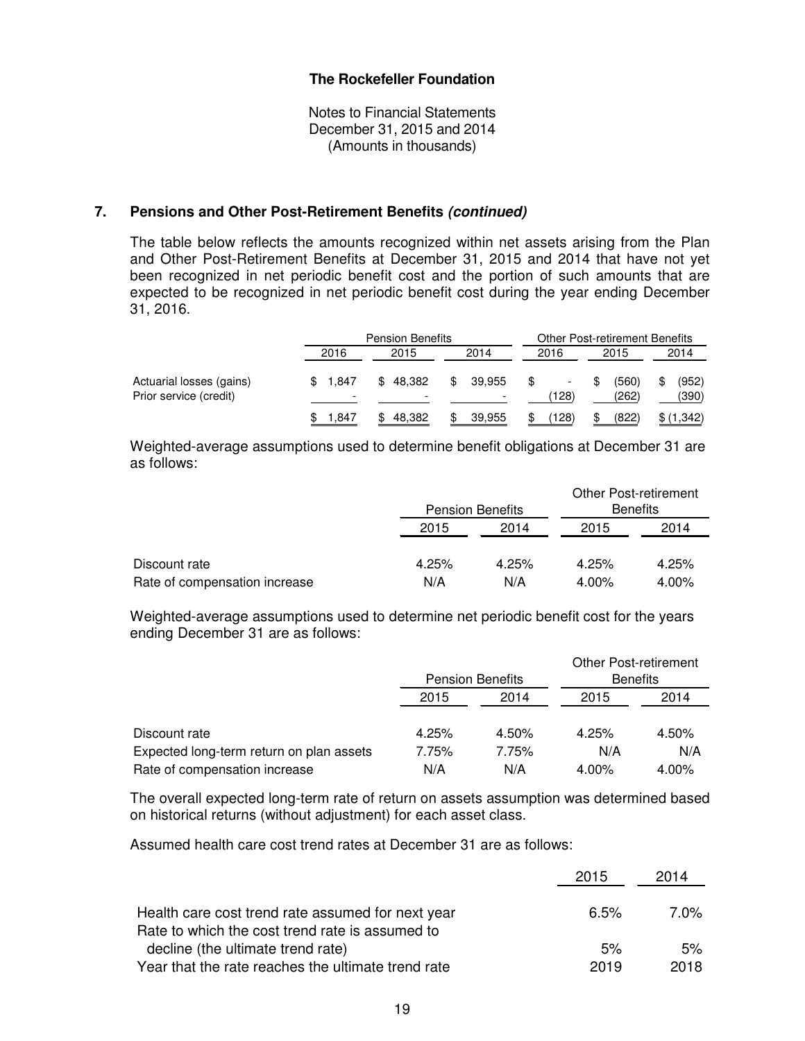# The Rockefeller Foundation

Notes to Financial Statements
December 31, 2015 and 2014
(Amounts in thousands)

## 7. Pensions and Other Post-Retirement Benefits *(continued)*

The table below reflects the amounts recognized within net assets arising from the Plan and Other Post-Retirement Benefits at December 31, 2015 and 2014 that have not yet been recognized in net periodic benefit cost and the portion of such amounts that are expected to be recognized in net periodic benefit cost during the year ending December 31, 2016.

| | Pension Benefits | | | Other Post-retirement Benefits | | |
|---|---|---|---|---|---|---|
| | 2016 | 2015 | 2014 | 2016 | 2015 | 2014 |
| Actuarial losses (gains) | $ 1,847 | $ 48,382 | $ 39,955 | $ - | $ (560) | $ (952) |
| Prior service (credit) | - | - | - | (128) | (262) | (390) |
| | $ 1,847 | $ 48,382 | $ 39,955 | $ (128) | $ (822) | $ (1,342) |

Weighted-average assumptions used to determine benefit obligations at December 31 are as follows:

| | Pension Benefits | | Other Post-retirement Benefits | |
|---|---|---|---|---|
| | 2015 | 2014 | 2015 | 2014 |
| Discount rate | 4.25% | 4.25% | 4.25% | 4.25% |
| Rate of compensation increase | N/A | N/A | 4.00% | 4.00% |

Weighted-average assumptions used to determine net periodic benefit cost for the years ending December 31 are as follows:

| | Pension Benefits | | Other Post-retirement Benefits | |
|---|---|---|---|---|
| | 2015 | 2014 | 2015 | 2014 |
| Discount rate | 4.25% | 4.50% | 4.25% | 4.50% |
| Expected long-term return on plan assets | 7.75% | 7.75% | N/A | N/A |
| Rate of compensation increase | N/A | N/A | 4.00% | 4.00% |

The overall expected long-term rate of return on assets assumption was determined based on historical returns (without adjustment) for each asset class.

Assumed health care cost trend rates at December 31 are as follows:

| | 2015 | 2014 |
|---|---|---|
| Health care cost trend rate assumed for next year | 6.5% | 7.0% |
| Rate to which the cost trend rate is assumed to decline (the ultimate trend rate) | 5% | 5% |
| Year that the rate reaches the ultimate trend rate | 2019 | 2018 |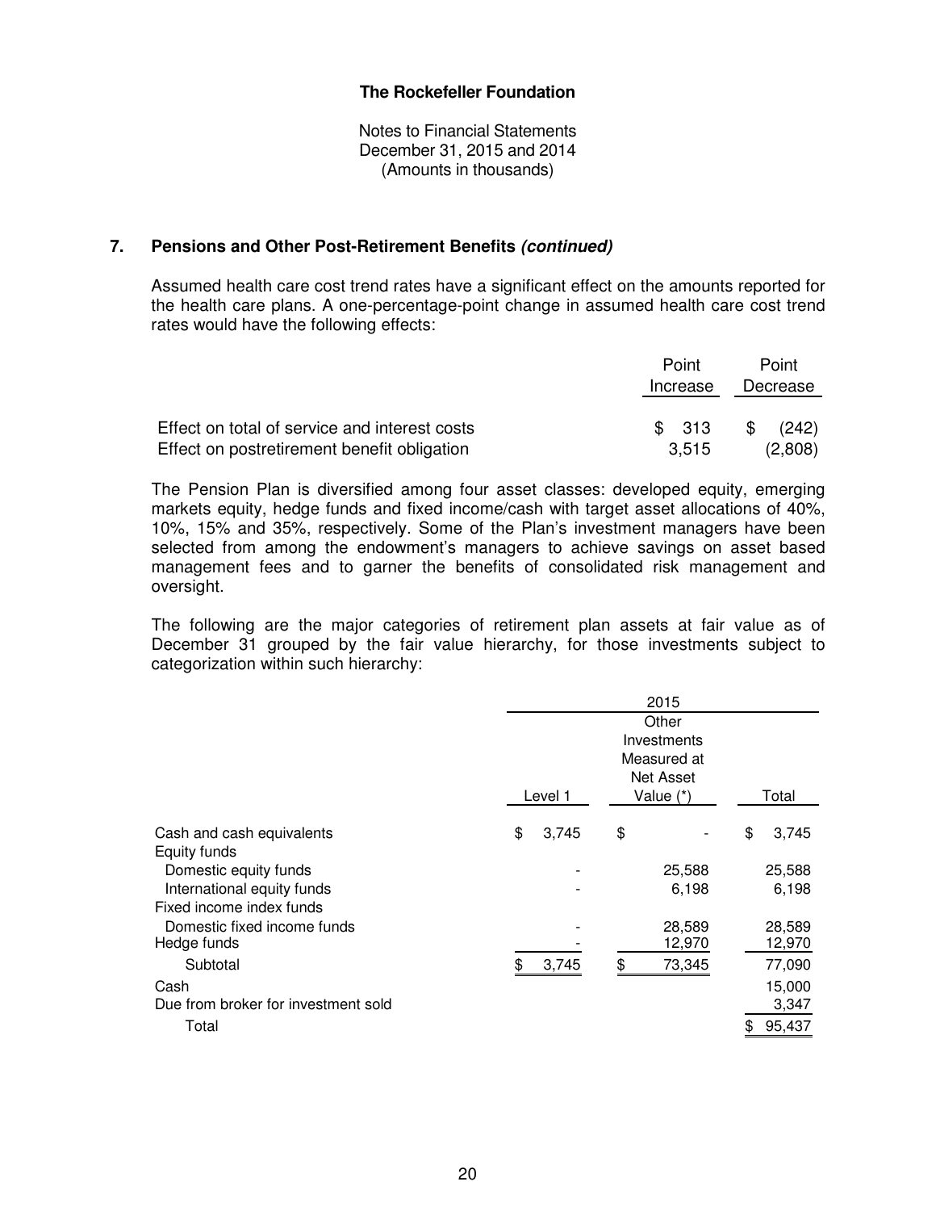**The Rockefeller Foundation**

Notes to Financial Statements
December 31, 2015 and 2014
(Amounts in thousands)

## 7. Pensions and Other Post-Retirement Benefits *(continued)*

Assumed health care cost trend rates have a significant effect on the amounts reported for the health care plans. A one-percentage-point change in assumed health care cost trend rates would have the following effects:

| | Point Increase | Point Decrease |
|---|---|---|
| Effect on total of service and interest costs | $ 313 | $ (242) |
| Effect on postretirement benefit obligation | 3,515 | (2,808) |

The Pension Plan is diversified among four asset classes: developed equity, emerging markets equity, hedge funds and fixed income/cash with target asset allocations of 40%, 10%, 15% and 35%, respectively. Some of the Plan's investment managers have been selected from among the endowment's managers to achieve savings on asset based management fees and to garner the benefits of consolidated risk management and oversight.

The following are the major categories of retirement plan assets at fair value as of December 31 grouped by the fair value hierarchy, for those investments subject to categorization within such hierarchy:

| | 2015 | | |
|---|---|---|---|
| | Level 1 | Other Investments Measured at Net Asset Value (*) | Total |
| Cash and cash equivalents | $ 3,745 | $ - | $ 3,745 |
| Equity funds | | | |
| Domestic equity funds | - | 25,588 | 25,588 |
| International equity funds | - | 6,198 | 6,198 |
| Fixed income index funds | | | |
| Domestic fixed income funds | - | 28,589 | 28,589 |
| Hedge funds | - | 12,970 | 12,970 |
| Subtotal | $ 3,745 | $ 73,345 | 77,090 |
| Cash | | | 15,000 |
| Due from broker for investment sold | | | 3,347 |
| Total | | | $ 95,437 |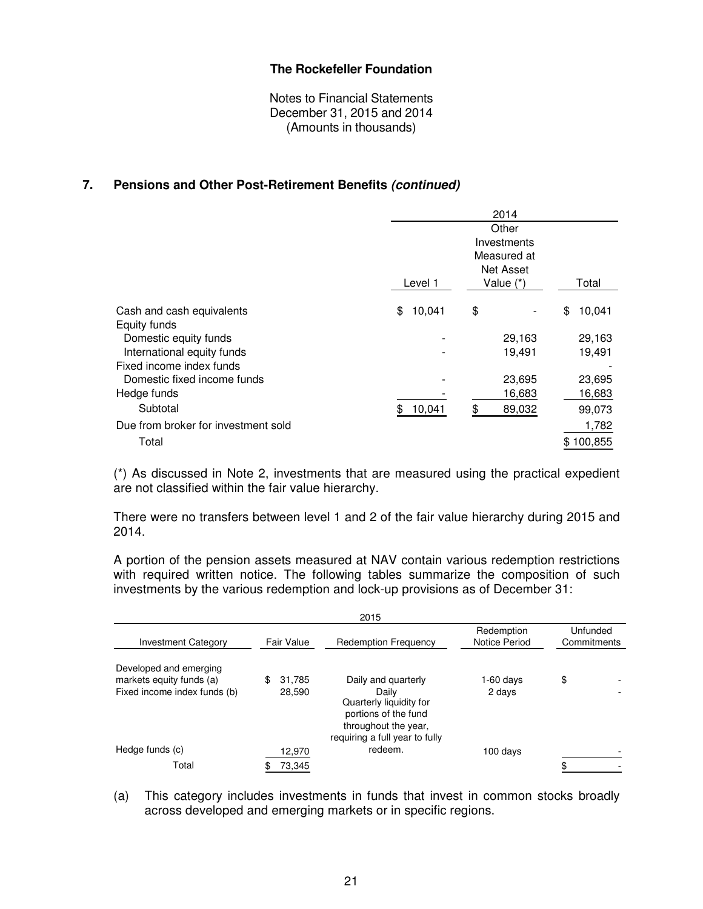## 7. Pensions and Other Post-Retirement Benefits *(continued)*

| | 2014 | | |
|---|---|---|---|
| | Level 1 | Other Investments Measured at Net Asset Value (*) | Total |
| Cash and cash equivalents | $ 10,041 | $ - | $ 10,041 |
| Equity funds | | | |
| Domestic equity funds | - | 29,163 | 29,163 |
| International equity funds | - | 19,491 | 19,491 |
| Fixed income index funds | | | - |
| Domestic fixed income funds | - | 23,695 | 23,695 |
| Hedge funds | - | 16,683 | 16,683 |
| Subtotal | $ 10,041 | $ 89,032 | 99,073 |
| Due from broker for investment sold | | | 1,782 |
| Total | | | $ 100,855 |

(*) As discussed in Note 2, investments that are measured using the practical expedient are not classified within the fair value hierarchy.

There were no transfers between level 1 and 2 of the fair value hierarchy during 2015 and 2014.

A portion of the pension assets measured at NAV contain various redemption restrictions with required written notice. The following tables summarize the composition of such investments by the various redemption and lock-up provisions as of December 31:

| 2015 | | | | |
|---|---|---|---|---|
| Investment Category | Fair Value | Redemption Frequency | Redemption Notice Period | Unfunded Commitments |
| Developed and emerging markets equity funds (a) | $ 31,785 | Daily and quarterly | 1-60 days | $ - |
| Fixed income index funds (b) | 28,590 | Daily | 2 days | - |
| Hedge funds (c) | 12,970 | Quarterly liquidity for portions of the fund throughout the year, requiring a full year to fully redeem. | 100 days | - |
| Total | $ 73,345 | | | $ - |

(a) This category includes investments in funds that invest in common stocks broadly across developed and emerging markets or in specific regions.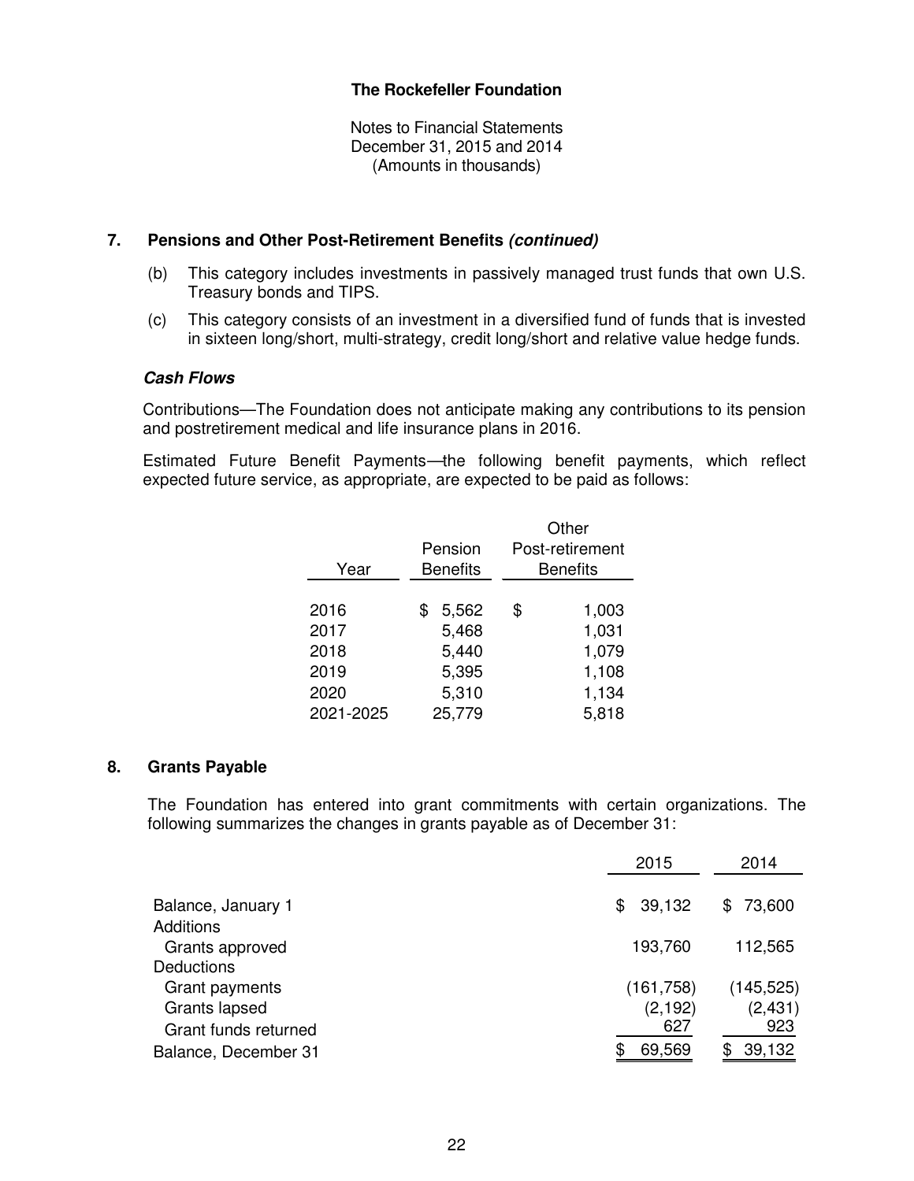**The Rockefeller Foundation**

Notes to Financial Statements
December 31, 2015 and 2014
(Amounts in thousands)

## 7. Pensions and Other Post-Retirement Benefits *(continued)*

(b) This category includes investments in passively managed trust funds that own U.S. Treasury bonds and TIPS.

(c) This category consists of an investment in a diversified fund of funds that is invested in sixteen long/short, multi-strategy, credit long/short and relative value hedge funds.

### *Cash Flows*

Contributions—The Foundation does not anticipate making any contributions to its pension and postretirement medical and life insurance plans in 2016.

Estimated Future Benefit Payments—the following benefit payments, which reflect expected future service, as appropriate, are expected to be paid as follows:

| Year | Pension Benefits | Other Post-retirement Benefits |
|---|---|---|
| 2016 | $ 5,562 | $ 1,003 |
| 2017 | 5,468 | 1,031 |
| 2018 | 5,440 | 1,079 |
| 2019 | 5,395 | 1,108 |
| 2020 | 5,310 | 1,134 |
| 2021-2025 | 25,779 | 5,818 |

## 8. Grants Payable

The Foundation has entered into grant commitments with certain organizations. The following summarizes the changes in grants payable as of December 31:

| | 2015 | 2014 |
|---|---|---|
| Balance, January 1 | $ 39,132 | $ 73,600 |
| Additions | | |
| Grants approved | 193,760 | 112,565 |
| Deductions | | |
| Grant payments | (161,758) | (145,525) |
| Grants lapsed | (2,192) | (2,431) |
| Grant funds returned | 627 | 923 |
| Balance, December 31 | $ 69,569 | $ 39,132 |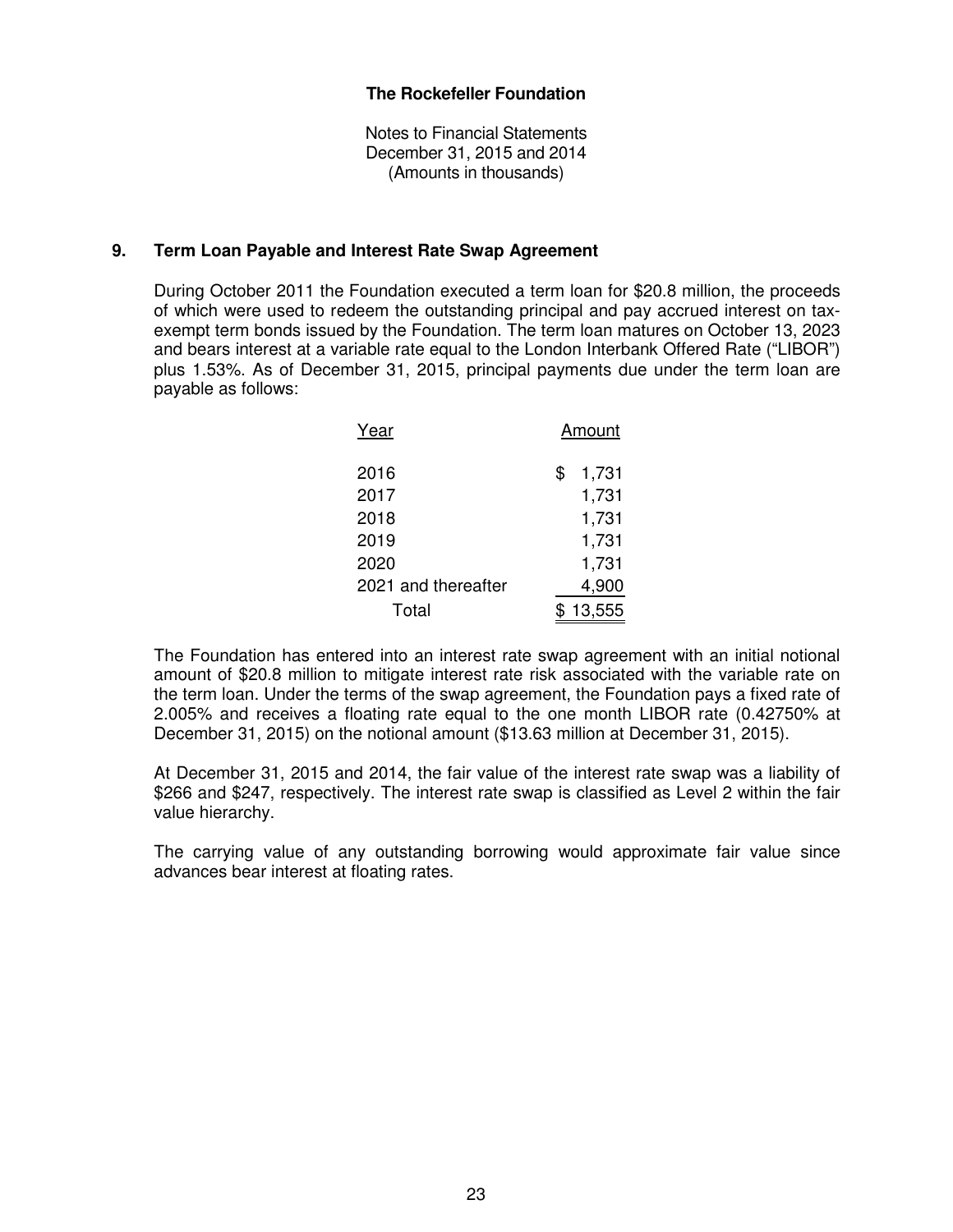The Rockefeller Foundation

Notes to Financial Statements
December 31, 2015 and 2014
(Amounts in thousands)

## 9. Term Loan Payable and Interest Rate Swap Agreement

During October 2011 the Foundation executed a term loan for $20.8 million, the proceeds of which were used to redeem the outstanding principal and pay accrued interest on tax-exempt term bonds issued by the Foundation. The term loan matures on October 13, 2023 and bears interest at a variable rate equal to the London Interbank Offered Rate ("LIBOR") plus 1.53%. As of December 31, 2015, principal payments due under the term loan are payable as follows:

| Year | Amount |
|---|---|
| 2016 | $ 1,731 |
| 2017 | 1,731 |
| 2018 | 1,731 |
| 2019 | 1,731 |
| 2020 | 1,731 |
| 2021 and thereafter | 4,900 |
| Total | $ 13,555 |

The Foundation has entered into an interest rate swap agreement with an initial notional amount of $20.8 million to mitigate interest rate risk associated with the variable rate on the term loan. Under the terms of the swap agreement, the Foundation pays a fixed rate of 2.005% and receives a floating rate equal to the one month LIBOR rate (0.42750% at December 31, 2015) on the notional amount ($13.63 million at December 31, 2015).

At December 31, 2015 and 2014, the fair value of the interest rate swap was a liability of $266 and $247, respectively. The interest rate swap is classified as Level 2 within the fair value hierarchy.

The carrying value of any outstanding borrowing would approximate fair value since advances bear interest at floating rates.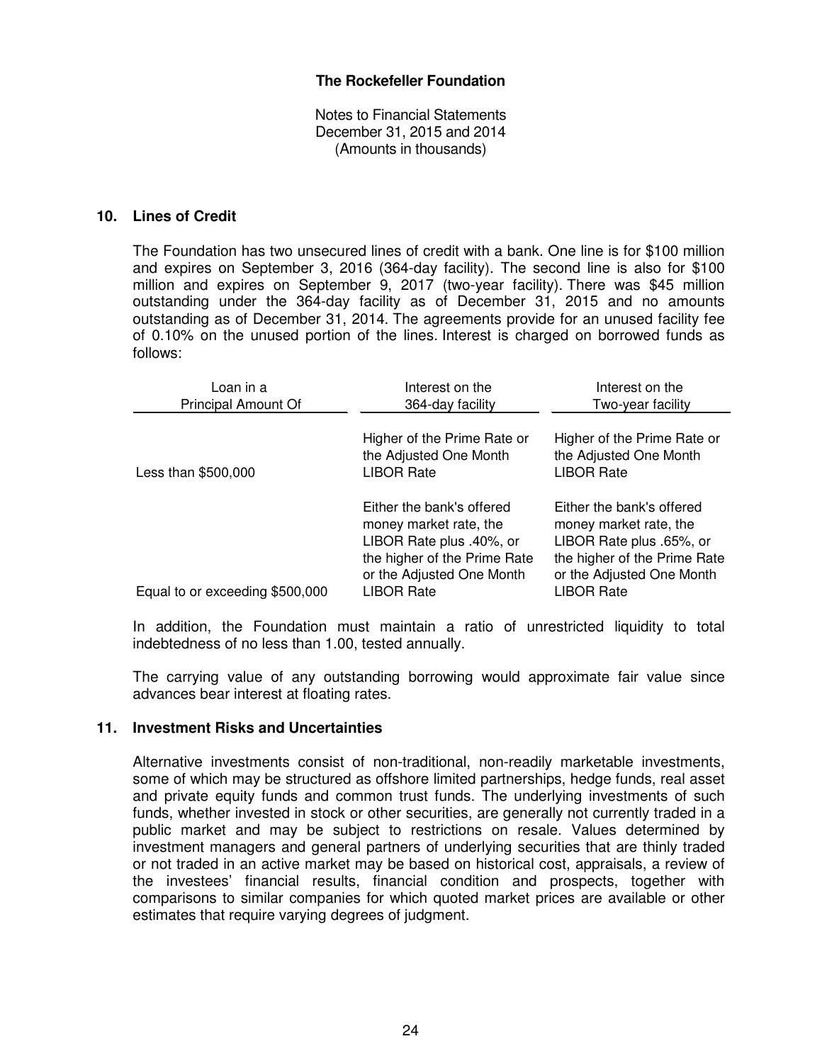## 10. Lines of Credit

The Foundation has two unsecured lines of credit with a bank. One line is for $100 million and expires on September 3, 2016 (364-day facility). The second line is also for $100 million and expires on September 9, 2017 (two-year facility). There was $45 million outstanding under the 364-day facility as of December 31, 2015 and no amounts outstanding as of December 31, 2014. The agreements provide for an unused facility fee of 0.10% on the unused portion of the lines. Interest is charged on borrowed funds as follows:

| Loan in a Principal Amount Of | Interest on the 364-day facility | Interest on the Two-year facility |
|---|---|---|
| Less than $500,000 | Higher of the Prime Rate or the Adjusted One Month LIBOR Rate | Higher of the Prime Rate or the Adjusted One Month LIBOR Rate |
| Equal to or exceeding $500,000 | Either the bank's offered money market rate, the LIBOR Rate plus .40%, or the higher of the Prime Rate or the Adjusted One Month LIBOR Rate | Either the bank's offered money market rate, the LIBOR Rate plus .65%, or the higher of the Prime Rate or the Adjusted One Month LIBOR Rate |

In addition, the Foundation must maintain a ratio of unrestricted liquidity to total indebtedness of no less than 1.00, tested annually.

The carrying value of any outstanding borrowing would approximate fair value since advances bear interest at floating rates.

## 11. Investment Risks and Uncertainties

Alternative investments consist of non-traditional, non-readily marketable investments, some of which may be structured as offshore limited partnerships, hedge funds, real asset and private equity funds and common trust funds. The underlying investments of such funds, whether invested in stock or other securities, are generally not currently traded in a public market and may be subject to restrictions on resale. Values determined by investment managers and general partners of underlying securities that are thinly traded or not traded in an active market may be based on historical cost, appraisals, a review of the investees' financial results, financial condition and prospects, together with comparisons to similar companies for which quoted market prices are available or other estimates that require varying degrees of judgment.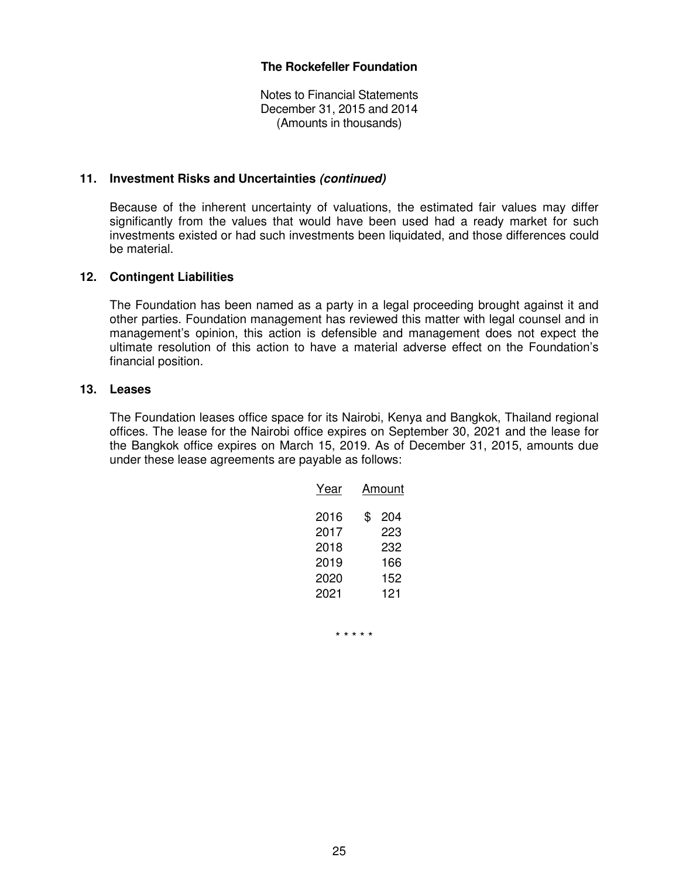**The Rockefeller Foundation**

Notes to Financial Statements
December 31, 2015 and 2014
(Amounts in thousands)

## 11. Investment Risks and Uncertainties *(continued)*

Because of the inherent uncertainty of valuations, the estimated fair values may differ significantly from the values that would have been used had a ready market for such investments existed or had such investments been liquidated, and those differences could be material.

## 12. Contingent Liabilities

The Foundation has been named as a party in a legal proceeding brought against it and other parties. Foundation management has reviewed this matter with legal counsel and in management's opinion, this action is defensible and management does not expect the ultimate resolution of this action to have a material adverse effect on the Foundation's financial position.

## 13. Leases

The Foundation leases office space for its Nairobi, Kenya and Bangkok, Thailand regional offices. The lease for the Nairobi office expires on September 30, 2021 and the lease for the Bangkok office expires on March 15, 2019. As of December 31, 2015, amounts due under these lease agreements are payable as follows:

| Year | Amount |
|---|---|
| 2016 | $ 204 |
| 2017 | 223 |
| 2018 | 232 |
| 2019 | 166 |
| 2020 | 152 |
| 2021 | 121 |

\* \* \* \* \*